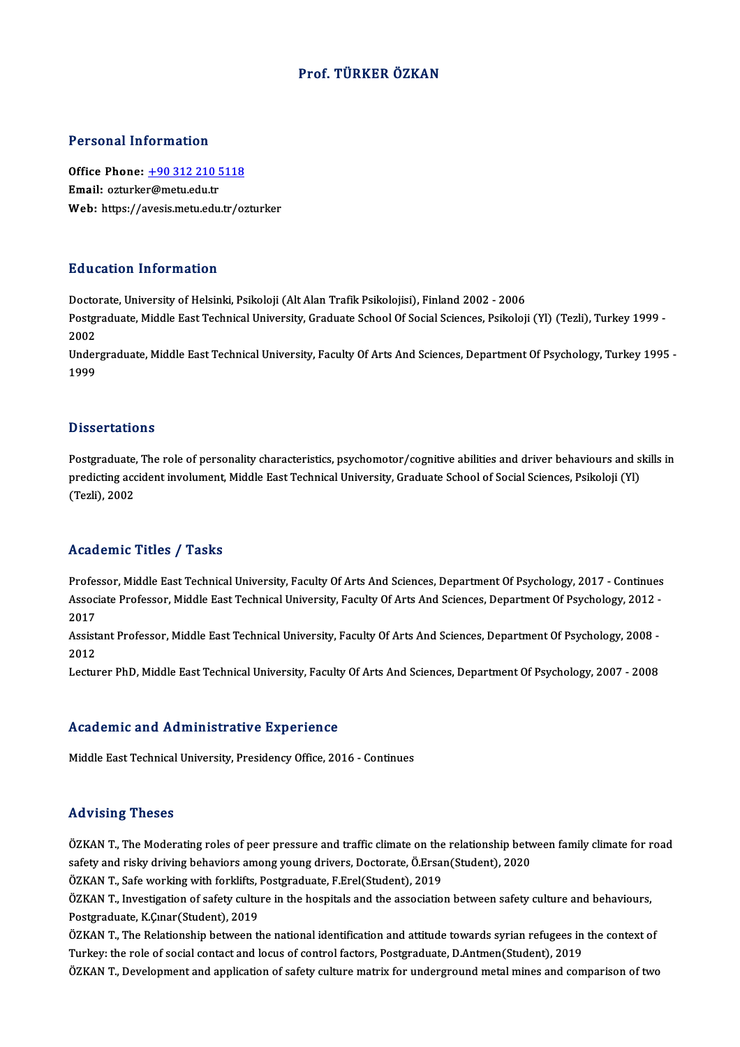# Prof. TÜRKER ÖZKAN

## Personal Information

**Office Phone:** +90 312 210 5118
**Email:** ozturker@metu.edu.tr
**Web:** https://avesis.metu.edu.tr/ozturker

## Education Information

Doctorate, University of Helsinki, Psikoloji (Alt Alan Trafik Psikolojisi), Finland 2002 - 2006
Postgraduate, Middle East Technical University, Graduate School Of Social Sciences, Psikoloji (Yl) (Tezli), Turkey 1999 - 2002
Undergraduate, Middle East Technical University, Faculty Of Arts And Sciences, Department Of Psychology, Turkey 1995 - 1999

## Dissertations

Postgraduate, The role of personality characteristics, psychomotor/cognitive abilities and driver behaviours and skills in predicting accident involument, Middle East Technical University, Graduate School of Social Sciences, Psikoloji (Yl) (Tezli), 2002

## Academic Titles / Tasks

Professor, Middle East Technical University, Faculty Of Arts And Sciences, Department Of Psychology, 2017 - Continues
Associate Professor, Middle East Technical University, Faculty Of Arts And Sciences, Department Of Psychology, 2012 - 2017
Assistant Professor, Middle East Technical University, Faculty Of Arts And Sciences, Department Of Psychology, 2008 - 2012
Lecturer PhD, Middle East Technical University, Faculty Of Arts And Sciences, Department Of Psychology, 2007 - 2008

## Academic and Administrative Experience

Middle East Technical University, Presidency Office, 2016 - Continues

## Advising Theses

ÖZKAN T., The Moderating roles of peer pressure and traffic climate on the relationship between family climate for road safety and risky driving behaviors among young drivers, Doctorate, Ö.Ersan(Student), 2020
ÖZKAN T., Safe working with forklifts, Postgraduate, F.Erel(Student), 2019
ÖZKAN T., Investigation of safety culture in the hospitals and the association between safety culture and behaviours, Postgraduate, K.Çınar(Student), 2019
ÖZKAN T., The Relationship between the national identification and attitude towards syrian refugees in the context of Turkey: the role of social contact and locus of control factors, Postgraduate, D.Antmen(Student), 2019
ÖZKAN T., Development and application of safety culture matrix for underground metal mines and comparison of two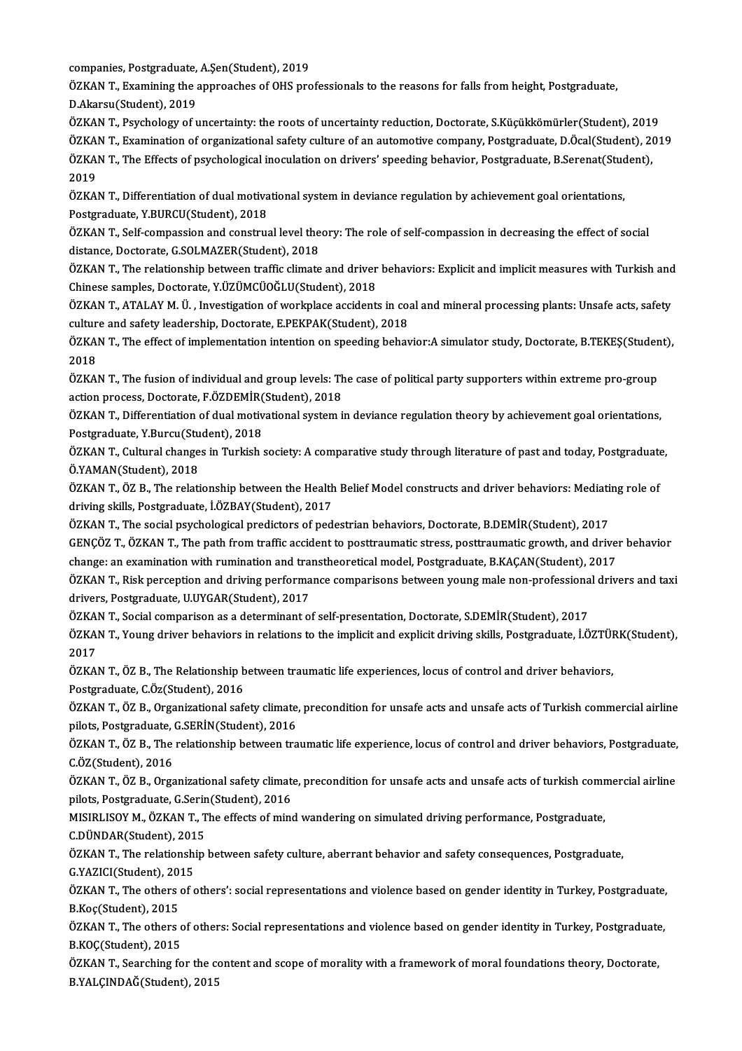companies, Postgraduate, A.Şen(Student), 2019

ÖZKAN T., Examining the approaches of OHS professionals to the reasons for falls from height, Postgraduate, D.Akarsu(Student), 2019

ÖZKAN T., Psychology of uncertainty: the roots of uncertainty reduction, Doctorate, S.Küçükkömürler(Student), 2019

ÖZKAN T., Examination of organizational safety culture of an automotive company, Postgraduate, D.Öcal(Student), 2019

ÖZKAN T., The Effects of psychological inoculation on drivers' speeding behavior, Postgraduate, B.Serenat(Student), 2019

ÖZKAN T., Differentiation of dual motivational system in deviance regulation by achievement goal orientations, Postgraduate, Y.BURCU(Student), 2018

ÖZKAN T., Self-compassion and construal level theory: The role of self-compassion in decreasing the effect of social distance, Doctorate, G.SOLMAZER(Student), 2018

ÖZKAN T., The relationship between traffic climate and driver behaviors: Explicit and implicit measures with Turkish and Chinese samples, Doctorate, Y.ÜZÜMCÜOĞLU(Student), 2018

ÖZKAN T., ATALAY M. Ü. , Investigation of workplace accidents in coal and mineral processing plants: Unsafe acts, safety culture and safety leadership, Doctorate, E.PEKPAK(Student), 2018

ÖZKAN T., The effect of implementation intention on speeding behavior:A simulator study, Doctorate, B.TEKEŞ(Student), 2018

ÖZKAN T., The fusion of individual and group levels: The case of political party supporters within extreme pro-group action process, Doctorate, F.ÖZDEMİR(Student), 2018

ÖZKAN T., Differentiation of dual motivational system in deviance regulation theory by achievement goal orientations, Postgraduate, Y.Burcu(Student), 2018

ÖZKAN T., Cultural changes in Turkish society: A comparative study through literature of past and today, Postgraduate, Ö.YAMAN(Student), 2018

ÖZKAN T., ÖZ B., The relationship between the Health Belief Model constructs and driver behaviors: Mediating role of driving skills, Postgraduate, İ.ÖZBAY(Student), 2017

ÖZKAN T., The social psychological predictors of pedestrian behaviors, Doctorate, B.DEMİR(Student), 2017

GENÇÖZ T., ÖZKAN T., The path from traffic accident to posttraumatic stress, posttraumatic growth, and driver behavior change: an examination with rumination and transtheoretical model, Postgraduate, B.KAÇAN(Student), 2017

ÖZKAN T., Risk perception and driving performance comparisons between young male non-professional drivers and taxi drivers, Postgraduate, U.UYGAR(Student), 2017

ÖZKAN T., Social comparison as a determinant of self-presentation, Doctorate, S.DEMİR(Student), 2017

ÖZKAN T., Young driver behaviors in relations to the implicit and explicit driving skills, Postgraduate, İ.ÖZTÜRK(Student), 2017

ÖZKAN T., ÖZ B., The Relationship between traumatic life experiences, locus of control and driver behaviors, Postgraduate, C.Öz(Student), 2016

ÖZKAN T., ÖZ B., Organizational safety climate, precondition for unsafe acts and unsafe acts of Turkish commercial airline pilots, Postgraduate, G.SERİN(Student), 2016

ÖZKAN T., ÖZ B., The relationship between traumatic life experience, locus of control and driver behaviors, Postgraduate, C.ÖZ(Student), 2016

ÖZKAN T., ÖZ B., Organizational safety climate, precondition for unsafe acts and unsafe acts of turkish commercial airline pilots, Postgraduate, G.Serin(Student), 2016

MISIRLISOY M., ÖZKAN T., The effects of mind wandering on simulated driving performance, Postgraduate, C.DÜNDAR(Student), 2015

ÖZKAN T., The relationship between safety culture, aberrant behavior and safety consequences, Postgraduate, G.YAZICI(Student), 2015

ÖZKAN T., The others of others': social representations and violence based on gender identity in Turkey, Postgraduate, B.Koç(Student), 2015

ÖZKAN T., The others of others: Social representations and violence based on gender identity in Turkey, Postgraduate, B.KOÇ(Student), 2015

ÖZKAN T., Searching for the content and scope of morality with a framework of moral foundations theory, Doctorate, B.YALÇINDAĞ(Student), 2015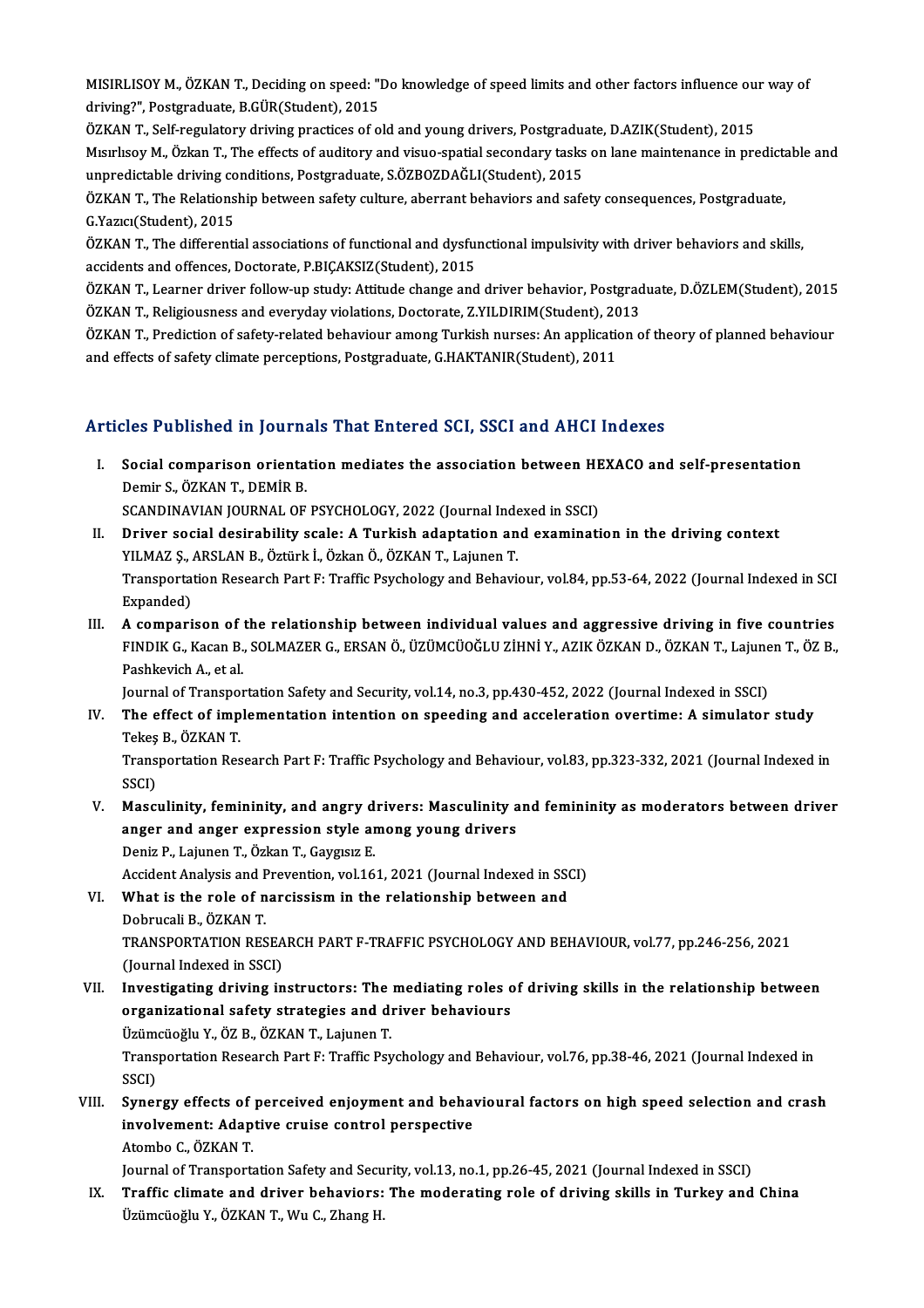MISIRLISOY M., ÖZKAN T., Deciding on speed: "Do knowledge of speed limits and other factors influence our way of driving?", Postgraduate, B.GÜR(Student), 2015

ÖZKAN T., Self-regulatory driving practices of old and young drivers, Postgraduate, D.AZIK(Student), 2015

Mısırlısoy M., Özkan T., The effects of auditory and visuo-spatial secondary tasks on lane maintenance in predictable and unpredictable driving conditions, Postgraduate, S.ÖZBOZDAĞLI(Student), 2015

ÖZKAN T., The Relationship between safety culture, aberrant behaviors and safety consequences, Postgraduate, G.Yazıcı(Student), 2015

ÖZKAN T., The differential associations of functional and dysfunctional impulsivity with driver behaviors and skills, accidents and offences, Doctorate, P.BIÇAKSIZ(Student), 2015

ÖZKAN T., Learner driver follow-up study: Attitude change and driver behavior, Postgraduate, D.ÖZLEM(Student), 2015

ÖZKAN T., Religiousness and everyday violations, Doctorate, Z.YILDIRIM(Student), 2013

ÖZKAN T., Prediction of safety-related behaviour among Turkish nurses: An application of theory of planned behaviour and effects of safety climate perceptions, Postgraduate, G.HAKTANIR(Student), 2011

## Articles Published in Journals That Entered SCI, SSCI and AHCI Indexes

I. **Social comparison orientation mediates the association between HEXACO and self-presentation**
Demir S., ÖZKAN T., DEMİR B.
SCANDINAVIAN JOURNAL OF PSYCHOLOGY, 2022 (Journal Indexed in SSCI)

II. **Driver social desirability scale: A Turkish adaptation and examination in the driving context**
YILMAZ Ş., ARSLAN B., Öztürk İ., Özkan Ö., ÖZKAN T., Lajunen T.
Transportation Research Part F: Traffic Psychology and Behaviour, vol.84, pp.53-64, 2022 (Journal Indexed in SCI Expanded)

III. **A comparison of the relationship between individual values and aggressive driving in five countries**
FINDIK G., Kacan B., SOLMAZER G., ERSAN Ö., ÜZÜMCÜOĞLU ZİHNİ Y., AZIK ÖZKAN D., ÖZKAN T., Lajunen T., ÖZ B., Pashkevich A., et al.
Journal of Transportation Safety and Security, vol.14, no.3, pp.430-452, 2022 (Journal Indexed in SSCI)

IV. **The effect of implementation intention on speeding and acceleration overtime: A simulator study**
Tekeş B., ÖZKAN T.
Transportation Research Part F: Traffic Psychology and Behaviour, vol.83, pp.323-332, 2021 (Journal Indexed in SSCI)

V. **Masculinity, femininity, and angry drivers: Masculinity and femininity as moderators between driver anger and anger expression style among young drivers**
Deniz P., Lajunen T., Özkan T., Gaygısız E.
Accident Analysis and Prevention, vol.161, 2021 (Journal Indexed in SSCI)

VI. **What is the role of narcissism in the relationship between and**
Dobrucali B., ÖZKAN T.
TRANSPORTATION RESEARCH PART F-TRAFFIC PSYCHOLOGY AND BEHAVIOUR, vol.77, pp.246-256, 2021 (Journal Indexed in SSCI)

VII. **Investigating driving instructors: The mediating roles of driving skills in the relationship between organizational safety strategies and driver behaviours**
Üzümcüoğlu Y., ÖZ B., ÖZKAN T., Lajunen T.
Transportation Research Part F: Traffic Psychology and Behaviour, vol.76, pp.38-46, 2021 (Journal Indexed in SSCI)

VIII. **Synergy effects of perceived enjoyment and behavioural factors on high speed selection and crash involvement: Adaptive cruise control perspective**
Atombo C., ÖZKAN T.
Journal of Transportation Safety and Security, vol.13, no.1, pp.26-45, 2021 (Journal Indexed in SSCI)

IX. **Traffic climate and driver behaviors: The moderating role of driving skills in Turkey and China**
Üzümcüoğlu Y., ÖZKAN T., Wu C., Zhang H.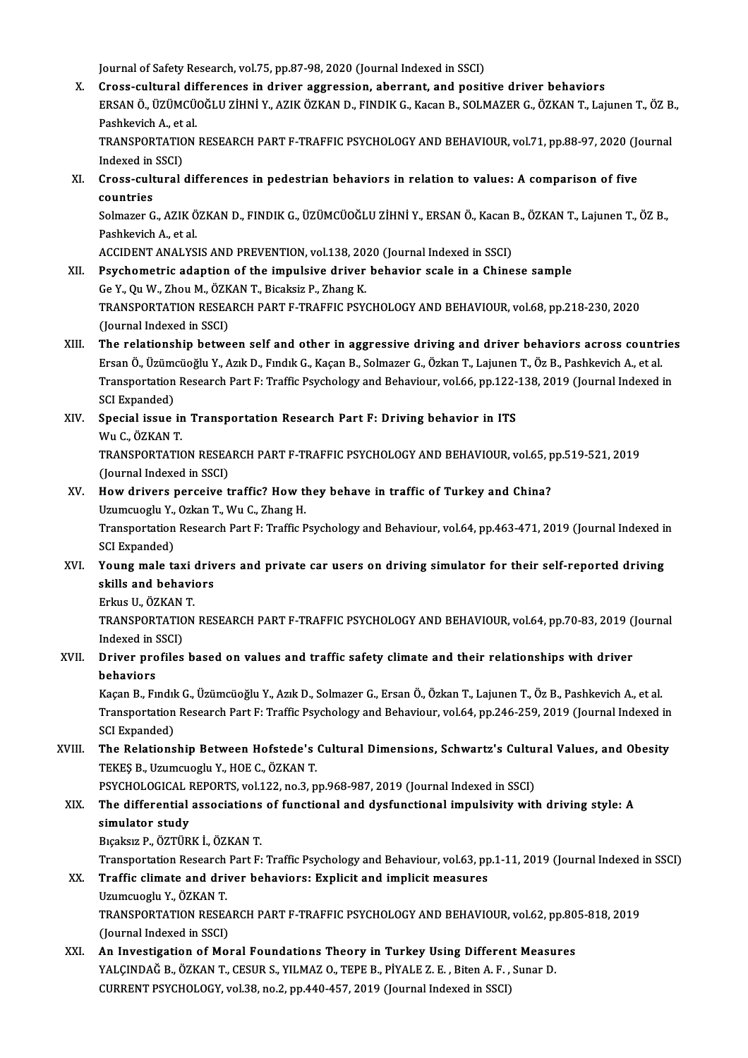Journal of Safety Research, vol.75, pp.87-98, 2020 (Journal Indexed in SSCI)

X. **Cross-cultural differences in driver aggression, aberrant, and positive driver behaviors**
ERSAN Ö., ÜZÜMCÜOĞLU ZİHNİ Y., AZIK ÖZKAN D., FINDIK G., Kacan B., SOLMAZER G., ÖZKAN T., Lajunen T., ÖZ B., Pashkevich A., et al.
TRANSPORTATION RESEARCH PART F-TRAFFIC PSYCHOLOGY AND BEHAVIOUR, vol.71, pp.88-97, 2020 (Journal Indexed in SSCI)

XI. **Cross-cultural differences in pedestrian behaviors in relation to values: A comparison of five countries**
Solmazer G., AZIK ÖZKAN D., FINDIK G., ÜZÜMCÜOĞLU ZİHNİ Y., ERSAN Ö., Kacan B., ÖZKAN T., Lajunen T., ÖZ B., Pashkevich A., et al.
ACCIDENT ANALYSIS AND PREVENTION, vol.138, 2020 (Journal Indexed in SSCI)

XII. **Psychometric adaption of the impulsive driver behavior scale in a Chinese sample**
Ge Y., Qu W., Zhou M., ÖZKAN T., Bicaksiz P., Zhang K.
TRANSPORTATION RESEARCH PART F-TRAFFIC PSYCHOLOGY AND BEHAVIOUR, vol.68, pp.218-230, 2020 (Journal Indexed in SSCI)

XIII. **The relationship between self and other in aggressive driving and driver behaviors across countries**
Ersan Ö., Üzümcüoğlu Y., Azık D., Fındık G., Kaçan B., Solmazer G., Özkan T., Lajunen T., Öz B., Pashkevich A., et al.
Transportation Research Part F: Traffic Psychology and Behaviour, vol.66, pp.122-138, 2019 (Journal Indexed in SCI Expanded)

XIV. **Special issue in Transportation Research Part F: Driving behavior in ITS**
Wu C., ÖZKAN T.
TRANSPORTATION RESEARCH PART F-TRAFFIC PSYCHOLOGY AND BEHAVIOUR, vol.65, pp.519-521, 2019 (Journal Indexed in SSCI)

XV. **How drivers perceive traffic? How they behave in traffic of Turkey and China?**
Uzumcuoglu Y., Ozkan T., Wu C., Zhang H.
Transportation Research Part F: Traffic Psychology and Behaviour, vol.64, pp.463-471, 2019 (Journal Indexed in SCI Expanded)

XVI. **Young male taxi drivers and private car users on driving simulator for their self-reported driving skills and behaviors**
Erkus U., ÖZKAN T.
TRANSPORTATION RESEARCH PART F-TRAFFIC PSYCHOLOGY AND BEHAVIOUR, vol.64, pp.70-83, 2019 (Journal Indexed in SSCI)

XVII. **Driver profiles based on values and traffic safety climate and their relationships with driver behaviors**
Kaçan B., Fındık G., Üzümcüoğlu Y., Azık D., Solmazer G., Ersan Ö., Özkan T., Lajunen T., Öz B., Pashkevich A., et al.
Transportation Research Part F: Traffic Psychology and Behaviour, vol.64, pp.246-259, 2019 (Journal Indexed in SCI Expanded)

XVIII. **The Relationship Between Hofstede's Cultural Dimensions, Schwartz's Cultural Values, and Obesity**
TEKEŞ B., Uzumcuoglu Y., HOE C., ÖZKAN T.
PSYCHOLOGICAL REPORTS, vol.122, no.3, pp.968-987, 2019 (Journal Indexed in SSCI)

XIX. **The differential associations of functional and dysfunctional impulsivity with driving style: A simulator study**
Bıçaksız P., ÖZTÜRK İ., ÖZKAN T.
Transportation Research Part F: Traffic Psychology and Behaviour, vol.63, pp.1-11, 2019 (Journal Indexed in SSCI)

XX. **Traffic climate and driver behaviors: Explicit and implicit measures**
Uzumcuoglu Y., ÖZKAN T.
TRANSPORTATION RESEARCH PART F-TRAFFIC PSYCHOLOGY AND BEHAVIOUR, vol.62, pp.805-818, 2019 (Journal Indexed in SSCI)

XXI. **An Investigation of Moral Foundations Theory in Turkey Using Different Measures**
YALÇINDAĞ B., ÖZKAN T., CESUR S., YILMAZ O., TEPE B., PİYALE Z. E. , Biten A. F. , Sunar D.
CURRENT PSYCHOLOGY, vol.38, no.2, pp.440-457, 2019 (Journal Indexed in SSCI)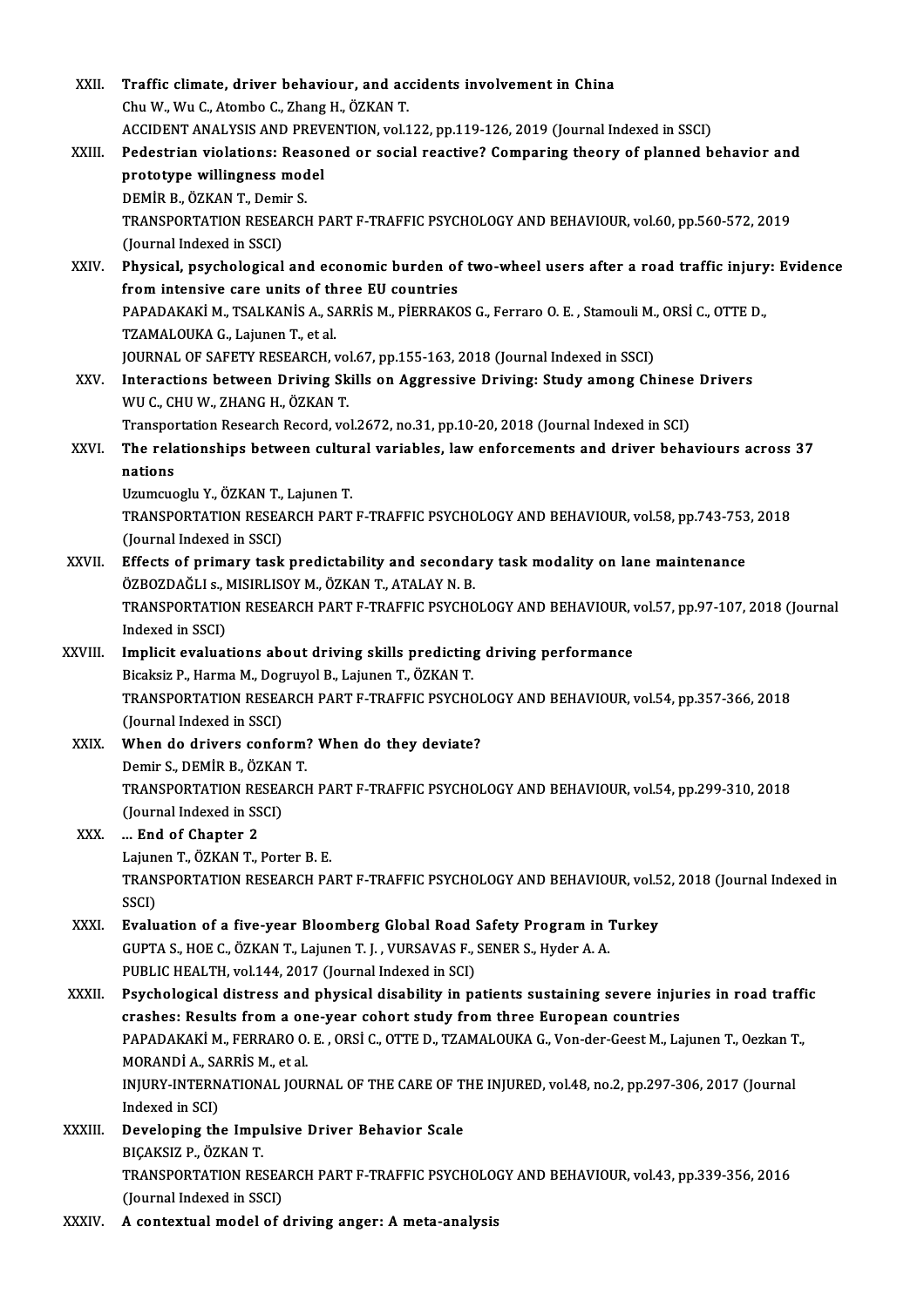XXII. **Traffic climate, driver behaviour, and accidents involvement in China**
Chu W., Wu C., Atombo C., Zhang H., ÖZKAN T.
ACCIDENT ANALYSIS AND PREVENTION, vol.122, pp.119-126, 2019 (Journal Indexed in SSCI)

XXIII. **Pedestrian violations: Reasoned or social reactive? Comparing theory of planned behavior and prototype willingness model**
DEMİR B., ÖZKAN T., Demir S.
TRANSPORTATION RESEARCH PART F-TRAFFIC PSYCHOLOGY AND BEHAVIOUR, vol.60, pp.560-572, 2019 (Journal Indexed in SSCI)

XXIV. **Physical, psychological and economic burden of two-wheel users after a road traffic injury: Evidence from intensive care units of three EU countries**
PAPADAKAKİ M., TSALKANİS A., SARRİS M., PİERRAKOS G., Ferraro O. E. , Stamouli M., ORSİ C., OTTE D., TZAMALOUKA G., Lajunen T., et al.
JOURNAL OF SAFETY RESEARCH, vol.67, pp.155-163, 2018 (Journal Indexed in SSCI)

XXV. **Interactions between Driving Skills on Aggressive Driving: Study among Chinese Drivers**
WU C., CHU W., ZHANG H., ÖZKAN T.
Transportation Research Record, vol.2672, no.31, pp.10-20, 2018 (Journal Indexed in SCI)

XXVI. **The relationships between cultural variables, law enforcements and driver behaviours across 37 nations**
Uzumcuoglu Y., ÖZKAN T., Lajunen T.
TRANSPORTATION RESEARCH PART F-TRAFFIC PSYCHOLOGY AND BEHAVIOUR, vol.58, pp.743-753, 2018 (Journal Indexed in SSCI)

XXVII. **Effects of primary task predictability and secondary task modality on lane maintenance**
ÖZBOZDAĞLI s., MISIRLISOY M., ÖZKAN T., ATALAY N. B.
TRANSPORTATION RESEARCH PART F-TRAFFIC PSYCHOLOGY AND BEHAVIOUR, vol.57, pp.97-107, 2018 (Journal Indexed in SSCI)

XXVIII. **Implicit evaluations about driving skills predicting driving performance**
Bicaksiz P., Harma M., Dogruyol B., Lajunen T., ÖZKAN T.
TRANSPORTATION RESEARCH PART F-TRAFFIC PSYCHOLOGY AND BEHAVIOUR, vol.54, pp.357-366, 2018 (Journal Indexed in SSCI)

XXIX. **When do drivers conform? When do they deviate?**
Demir S., DEMİR B., ÖZKAN T.
TRANSPORTATION RESEARCH PART F-TRAFFIC PSYCHOLOGY AND BEHAVIOUR, vol.54, pp.299-310, 2018 (Journal Indexed in SSCI)

XXX. **... End of Chapter 2**
Lajunen T., ÖZKAN T., Porter B. E.
TRANSPORTATION RESEARCH PART F-TRAFFIC PSYCHOLOGY AND BEHAVIOUR, vol.52, 2018 (Journal Indexed in SSCI)

XXXI. **Evaluation of a five-year Bloomberg Global Road Safety Program in Turkey**
GUPTA S., HOE C., ÖZKAN T., Lajunen T. J. , VURSAVAS F., SENER S., Hyder A. A.
PUBLIC HEALTH, vol.144, 2017 (Journal Indexed in SCI)

XXXII. **Psychological distress and physical disability in patients sustaining severe injuries in road traffic crashes: Results from a one-year cohort study from three European countries**
PAPADAKAKİ M., FERRARO O. E. , ORSİ C., OTTE D., TZAMALOUKA G., Von-der-Geest M., Lajunen T., Oezkan T., MORANDİ A., SARRİS M., et al.
INJURY-INTERNATIONAL JOURNAL OF THE CARE OF THE INJURED, vol.48, no.2, pp.297-306, 2017 (Journal Indexed in SCI)

XXXIII. **Developing the Impulsive Driver Behavior Scale**
BIÇAKSIZ P., ÖZKAN T.
TRANSPORTATION RESEARCH PART F-TRAFFIC PSYCHOLOGY AND BEHAVIOUR, vol.43, pp.339-356, 2016 (Journal Indexed in SSCI)

XXXIV. **A contextual model of driving anger: A meta-analysis**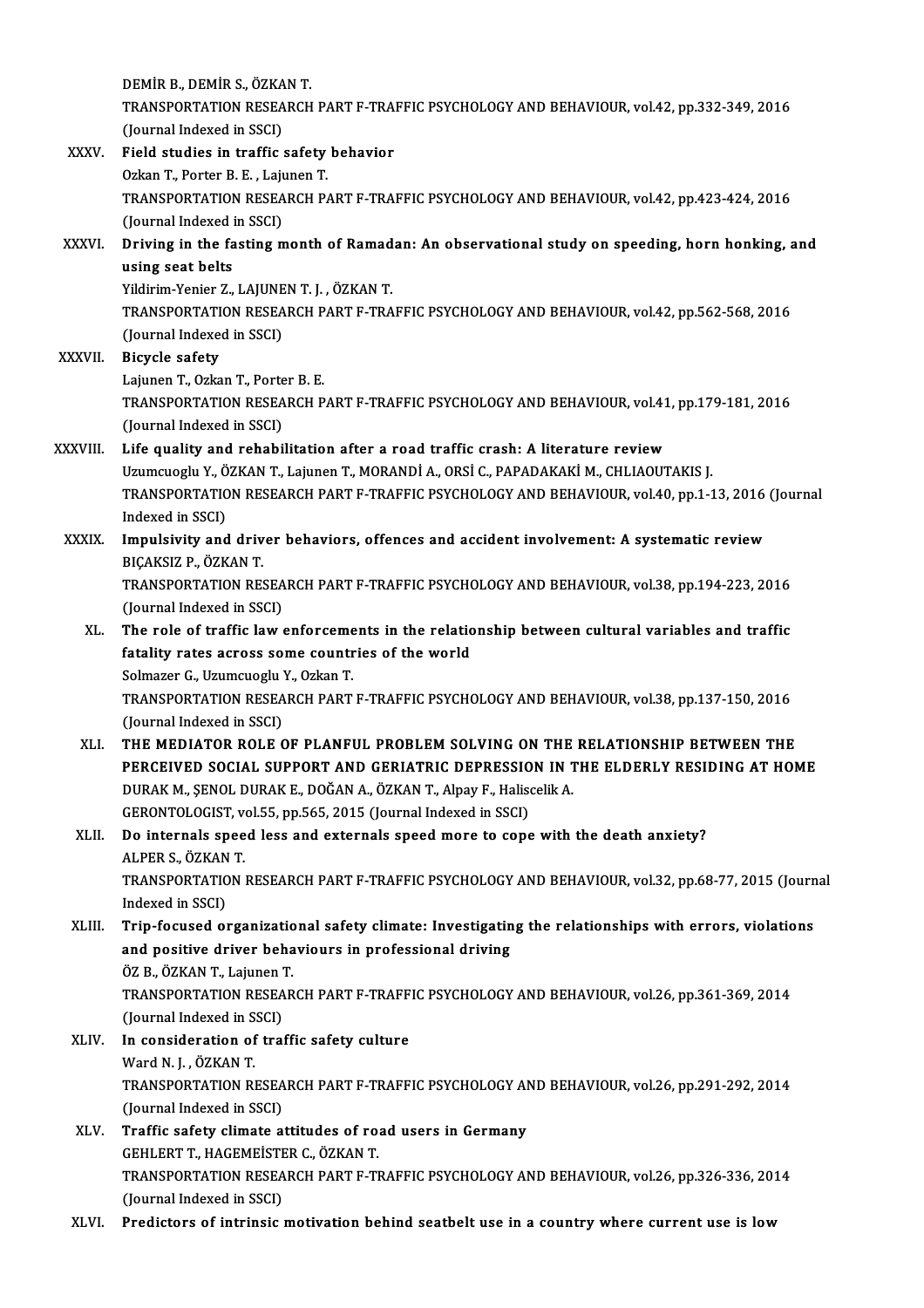DEMİR B., DEMİR S., ÖZKAN T.
TRANSPORTATION RESEARCH PART F-TRAFFIC PSYCHOLOGY AND BEHAVIOUR, vol.42, pp.332-349, 2016 (Journal Indexed in SSCI)

XXXV. **Field studies in traffic safety behavior**
Ozkan T., Porter B. E. , Lajunen T.
TRANSPORTATION RESEARCH PART F-TRAFFIC PSYCHOLOGY AND BEHAVIOUR, vol.42, pp.423-424, 2016 (Journal Indexed in SSCI)

XXXVI. **Driving in the fasting month of Ramadan: An observational study on speeding, horn honking, and using seat belts**
Yildirim-Yenier Z., LAJUNEN T. J. , ÖZKAN T.
TRANSPORTATION RESEARCH PART F-TRAFFIC PSYCHOLOGY AND BEHAVIOUR, vol.42, pp.562-568, 2016 (Journal Indexed in SSCI)

XXXVII. **Bicycle safety**
Lajunen T., Ozkan T., Porter B. E.
TRANSPORTATION RESEARCH PART F-TRAFFIC PSYCHOLOGY AND BEHAVIOUR, vol.41, pp.179-181, 2016 (Journal Indexed in SSCI)

XXXVIII. **Life quality and rehabilitation after a road traffic crash: A literature review**
Uzumcuoglu Y., ÖZKAN T., Lajunen T., MORANDİ A., ORSİ C., PAPADAKAKİ M., CHLIAOUTAKIS J.
TRANSPORTATION RESEARCH PART F-TRAFFIC PSYCHOLOGY AND BEHAVIOUR, vol.40, pp.1-13, 2016 (Journal Indexed in SSCI)

XXXIX. **Impulsivity and driver behaviors, offences and accident involvement: A systematic review**
BIÇAKSIZ P., ÖZKAN T.
TRANSPORTATION RESEARCH PART F-TRAFFIC PSYCHOLOGY AND BEHAVIOUR, vol.38, pp.194-223, 2016 (Journal Indexed in SSCI)

XL. **The role of traffic law enforcements in the relationship between cultural variables and traffic fatality rates across some countries of the world**
Solmazer G., Uzumcuoglu Y., Ozkan T.
TRANSPORTATION RESEARCH PART F-TRAFFIC PSYCHOLOGY AND BEHAVIOUR, vol.38, pp.137-150, 2016 (Journal Indexed in SSCI)

XLI. **THE MEDIATOR ROLE OF PLANFUL PROBLEM SOLVING ON THE RELATIONSHIP BETWEEN THE PERCEIVED SOCIAL SUPPORT AND GERIATRIC DEPRESSION IN THE ELDERLY RESIDING AT HOME**
DURAK M., ŞENOL DURAK E., DOĞAN A., ÖZKAN T., Alpay F., Haliscelik A.
GERONTOLOGIST, vol.55, pp.565, 2015 (Journal Indexed in SSCI)

XLII. **Do internals speed less and externals speed more to cope with the death anxiety?**
ALPER S., ÖZKAN T.
TRANSPORTATION RESEARCH PART F-TRAFFIC PSYCHOLOGY AND BEHAVIOUR, vol.32, pp.68-77, 2015 (Journal Indexed in SSCI)

XLIII. **Trip-focused organizational safety climate: Investigating the relationships with errors, violations and positive driver behaviours in professional driving**
ÖZ B., ÖZKAN T., Lajunen T.
TRANSPORTATION RESEARCH PART F-TRAFFIC PSYCHOLOGY AND BEHAVIOUR, vol.26, pp.361-369, 2014 (Journal Indexed in SSCI)

XLIV. **In consideration of traffic safety culture**
Ward N. J. , ÖZKAN T.
TRANSPORTATION RESEARCH PART F-TRAFFIC PSYCHOLOGY AND BEHAVIOUR, vol.26, pp.291-292, 2014 (Journal Indexed in SSCI)

XLV. **Traffic safety climate attitudes of road users in Germany**
GEHLERT T., HAGEMEİSTER C., ÖZKAN T.
TRANSPORTATION RESEARCH PART F-TRAFFIC PSYCHOLOGY AND BEHAVIOUR, vol.26, pp.326-336, 2014 (Journal Indexed in SSCI)

XLVI. **Predictors of intrinsic motivation behind seatbelt use in a country where current use is low**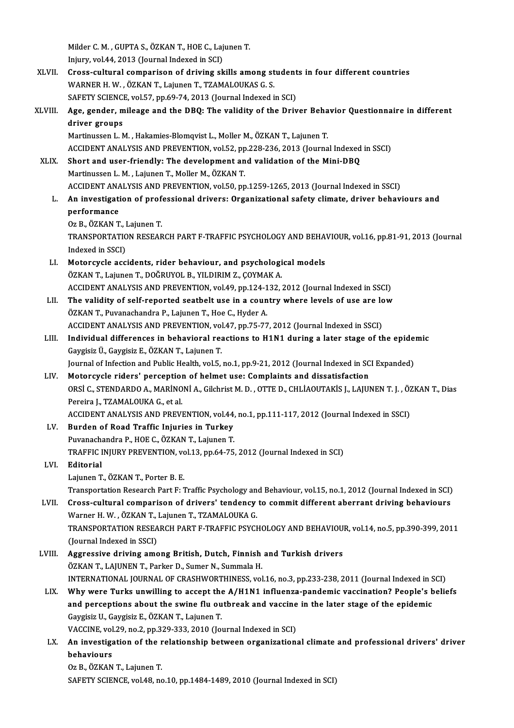Milder C. M. , GUPTA S., ÖZKAN T., HOE C., Lajunen T.
Injury, vol.44, 2013 (Journal Indexed in SCI)

XLVII. **Cross-cultural comparison of driving skills among students in four different countries**
WARNER H. W. , ÖZKAN T., Lajunen T., TZAMALOUKAS G. S.
SAFETY SCIENCE, vol.57, pp.69-74, 2013 (Journal Indexed in SCI)

XLVIII. **Age, gender, mileage and the DBQ: The validity of the Driver Behavior Questionnaire in different driver groups**
Martinussen L. M. , Hakamies-Blomqvist L., Moller M., ÖZKAN T., Lajunen T.
ACCIDENT ANALYSIS AND PREVENTION, vol.52, pp.228-236, 2013 (Journal Indexed in SSCI)

XLIX. **Short and user-friendly: The development and validation of the Mini-DBQ**
Martinussen L. M. , Lajunen T., Moller M., ÖZKAN T.
ACCIDENT ANALYSIS AND PREVENTION, vol.50, pp.1259-1265, 2013 (Journal Indexed in SSCI)

L. **An investigation of professional drivers: Organizational safety climate, driver behaviours and performance**
Oz B., ÖZKAN T., Lajunen T.
TRANSPORTATION RESEARCH PART F-TRAFFIC PSYCHOLOGY AND BEHAVIOUR, vol.16, pp.81-91, 2013 (Journal Indexed in SSCI)

LI. **Motorcycle accidents, rider behaviour, and psychological models**
ÖZKAN T., Lajunen T., DOĞRUYOL B., YILDIRIM Z., ÇOYMAK A.
ACCIDENT ANALYSIS AND PREVENTION, vol.49, pp.124-132, 2012 (Journal Indexed in SSCI)

LII. **The validity of self-reported seatbelt use in a country where levels of use are low**
ÖZKAN T., Puvanachandra P., Lajunen T., Hoe C., Hyder A.
ACCIDENT ANALYSIS AND PREVENTION, vol.47, pp.75-77, 2012 (Journal Indexed in SSCI)

LIII. **Individual differences in behavioral reactions to H1N1 during a later stage of the epidemic**
Gaygisiz Ü., Gaygisiz E., ÖZKAN T., Lajunen T.
Journal of Infection and Public Health, vol.5, no.1, pp.9-21, 2012 (Journal Indexed in SCI Expanded)

LIV. **Motorcycle riders' perception of helmet use: Complaints and dissatisfaction**
ORSİ C., STENDARDO A., MARİNONİ A., Gilchrist M. D. , OTTE D., CHLİAOUTAKİS J., LAJUNEN T. J. , ÖZKAN T., Dias Pereira J., TZAMALOUKA G., et al.
ACCIDENT ANALYSIS AND PREVENTION, vol.44, no.1, pp.111-117, 2012 (Journal Indexed in SSCI)

LV. **Burden of Road Traffic Injuries in Turkey**
Puvanachandra P., HOE C., ÖZKAN T., Lajunen T.
TRAFFIC INJURY PREVENTION, vol.13, pp.64-75, 2012 (Journal Indexed in SCI)

LVI. **Editorial**
Lajunen T., ÖZKAN T., Porter B. E.
Transportation Research Part F: Traffic Psychology and Behaviour, vol.15, no.1, 2012 (Journal Indexed in SCI)

LVII. **Cross-cultural comparison of drivers' tendency to commit different aberrant driving behaviours**
Warner H. W. , ÖZKAN T., Lajunen T., TZAMALOUKA G.
TRANSPORTATION RESEARCH PART F-TRAFFIC PSYCHOLOGY AND BEHAVIOUR, vol.14, no.5, pp.390-399, 2011 (Journal Indexed in SSCI)

LVIII. **Aggressive driving among British, Dutch, Finnish and Turkish drivers**
ÖZKAN T., LAJUNEN T., Parker D., Sumer N., Summala H.
INTERNATIONAL JOURNAL OF CRASHWORTHINESS, vol.16, no.3, pp.233-238, 2011 (Journal Indexed in SCI)

LIX. **Why were Turks unwilling to accept the A/H1N1 influenza-pandemic vaccination? People's beliefs and perceptions about the swine flu outbreak and vaccine in the later stage of the epidemic**
Gaygisiz U., Gaygisiz E., ÖZKAN T., Lajunen T.
VACCINE, vol.29, no.2, pp.329-333, 2010 (Journal Indexed in SCI)

LX. **An investigation of the relationship between organizational climate and professional drivers' driver behaviours**
Oz B., ÖZKAN T., Lajunen T.
SAFETY SCIENCE, vol.48, no.10, pp.1484-1489, 2010 (Journal Indexed in SCI)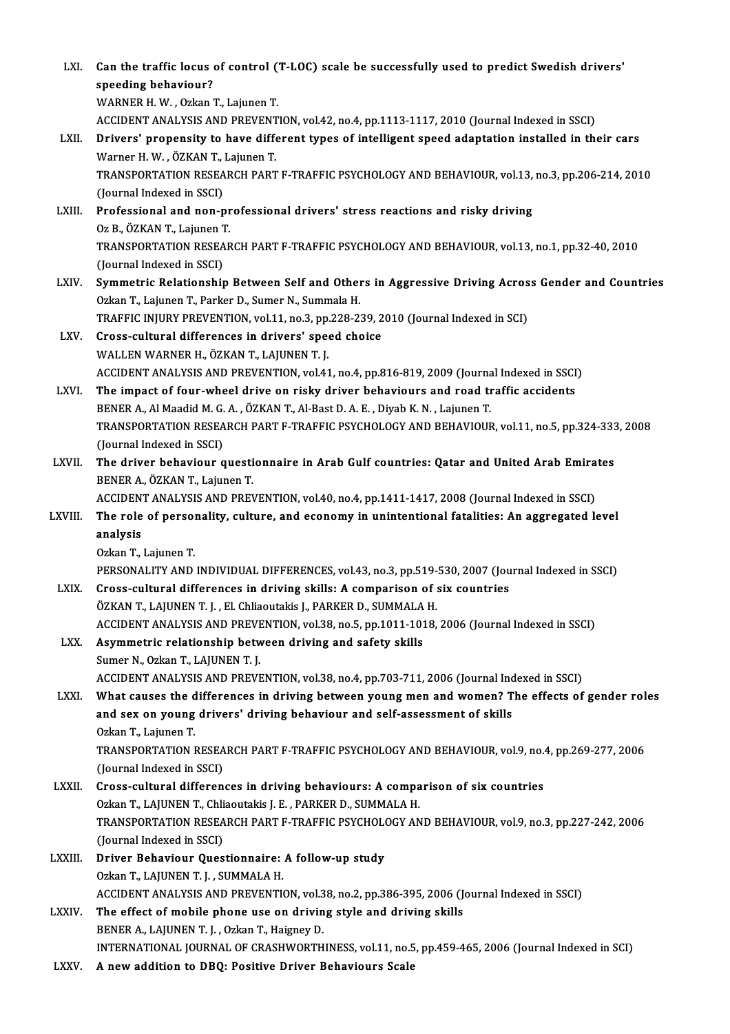LXI. **Can the traffic locus of control (T-LOC) scale be successfully used to predict Swedish drivers' speeding behaviour?**
WARNER H. W. , Ozkan T., Lajunen T.
ACCIDENT ANALYSIS AND PREVENTION, vol.42, no.4, pp.1113-1117, 2010 (Journal Indexed in SSCI)

LXII. **Drivers' propensity to have different types of intelligent speed adaptation installed in their cars**
Warner H. W. , ÖZKAN T., Lajunen T.
TRANSPORTATION RESEARCH PART F-TRAFFIC PSYCHOLOGY AND BEHAVIOUR, vol.13, no.3, pp.206-214, 2010 (Journal Indexed in SSCI)

LXIII. **Professional and non-professional drivers' stress reactions and risky driving**
Oz B., ÖZKAN T., Lajunen T.
TRANSPORTATION RESEARCH PART F-TRAFFIC PSYCHOLOGY AND BEHAVIOUR, vol.13, no.1, pp.32-40, 2010 (Journal Indexed in SSCI)

LXIV. **Symmetric Relationship Between Self and Others in Aggressive Driving Across Gender and Countries**
Ozkan T., Lajunen T., Parker D., Sumer N., Summala H.
TRAFFIC INJURY PREVENTION, vol.11, no.3, pp.228-239, 2010 (Journal Indexed in SCI)

LXV. **Cross-cultural differences in drivers' speed choice**
WALLEN WARNER H., ÖZKAN T., LAJUNEN T. J.
ACCIDENT ANALYSIS AND PREVENTION, vol.41, no.4, pp.816-819, 2009 (Journal Indexed in SSCI)

LXVI. **The impact of four-wheel drive on risky driver behaviours and road traffic accidents**
BENER A., Al Maadid M. G. A. , ÖZKAN T., Al-Bast D. A. E. , Diyab K. N. , Lajunen T.
TRANSPORTATION RESEARCH PART F-TRAFFIC PSYCHOLOGY AND BEHAVIOUR, vol.11, no.5, pp.324-333, 2008 (Journal Indexed in SSCI)

LXVII. **The driver behaviour questionnaire in Arab Gulf countries: Qatar and United Arab Emirates**
BENER A., ÖZKAN T., Lajunen T.
ACCIDENT ANALYSIS AND PREVENTION, vol.40, no.4, pp.1411-1417, 2008 (Journal Indexed in SSCI)

LXVIII. **The role of personality, culture, and economy in unintentional fatalities: An aggregated level analysis**
Ozkan T., Lajunen T.
PERSONALITY AND INDIVIDUAL DIFFERENCES, vol.43, no.3, pp.519-530, 2007 (Journal Indexed in SSCI)

LXIX. **Cross-cultural differences in driving skills: A comparison of six countries**
ÖZKAN T., LAJUNEN T. J. , El. Chliaoutakis J., PARKER D., SUMMALA H.
ACCIDENT ANALYSIS AND PREVENTION, vol.38, no.5, pp.1011-1018, 2006 (Journal Indexed in SSCI)

LXX. **Asymmetric relationship between driving and safety skills**
Sumer N., Ozkan T., LAJUNEN T. J.
ACCIDENT ANALYSIS AND PREVENTION, vol.38, no.4, pp.703-711, 2006 (Journal Indexed in SSCI)

LXXI. **What causes the differences in driving between young men and women? The effects of gender roles and sex on young drivers' driving behaviour and self-assessment of skills**
Ozkan T., Lajunen T.
TRANSPORTATION RESEARCH PART F-TRAFFIC PSYCHOLOGY AND BEHAVIOUR, vol.9, no.4, pp.269-277, 2006 (Journal Indexed in SSCI)

LXXII. **Cross-cultural differences in driving behaviours: A comparison of six countries**
Ozkan T., LAJUNEN T., Chliaoutakis J. E. , PARKER D., SUMMALA H.
TRANSPORTATION RESEARCH PART F-TRAFFIC PSYCHOLOGY AND BEHAVIOUR, vol.9, no.3, pp.227-242, 2006 (Journal Indexed in SSCI)

LXXIII. **Driver Behaviour Questionnaire: A follow-up study**
Ozkan T., LAJUNEN T. J. , SUMMALA H.
ACCIDENT ANALYSIS AND PREVENTION, vol.38, no.2, pp.386-395, 2006 (Journal Indexed in SSCI)

LXXIV. **The effect of mobile phone use on driving style and driving skills**
BENER A., LAJUNEN T. J. , Ozkan T., Haigney D.
INTERNATIONAL JOURNAL OF CRASHWORTHINESS, vol.11, no.5, pp.459-465, 2006 (Journal Indexed in SCI)

LXXV. **A new addition to DBQ: Positive Driver Behaviours Scale**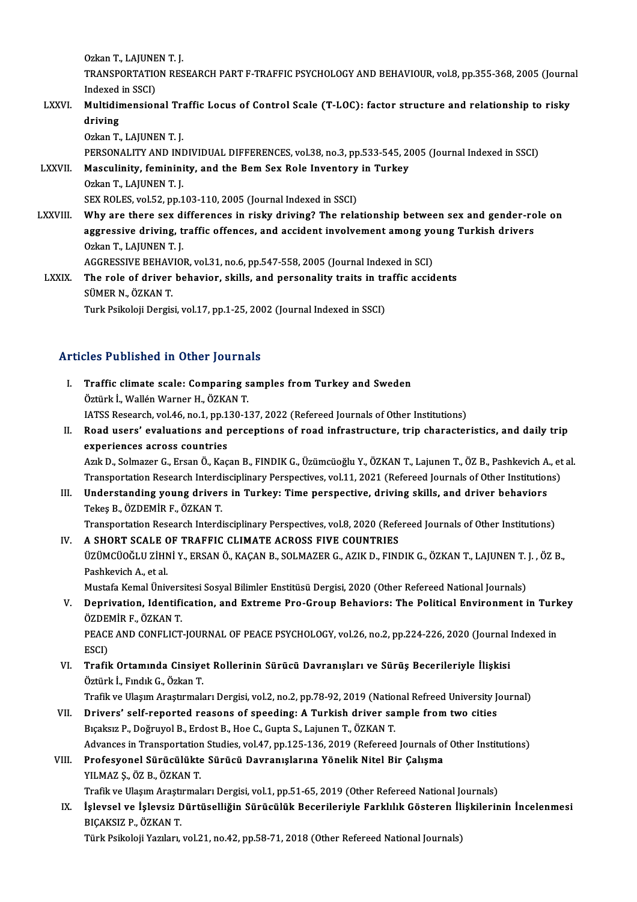Ozkan T., LAJUNEN T. J.
TRANSPORTATION RESEARCH PART F-TRAFFIC PSYCHOLOGY AND BEHAVIOUR, vol.8, pp.355-368, 2005 (Journal Indexed in SSCI)

LXXVI. **Multidimensional Traffic Locus of Control Scale (T-LOC): factor structure and relationship to risky driving**
Ozkan T., LAJUNEN T. J.
PERSONALITY AND INDIVIDUAL DIFFERENCES, vol.38, no.3, pp.533-545, 2005 (Journal Indexed in SSCI)

LXXVII. **Masculinity, femininity, and the Bem Sex Role Inventory in Turkey**
Ozkan T., LAJUNEN T. J.
SEX ROLES, vol.52, pp.103-110, 2005 (Journal Indexed in SSCI)

LXXVIII. **Why are there sex differences in risky driving? The relationship between sex and gender-role on aggressive driving, traffic offences, and accident involvement among young Turkish drivers**
Ozkan T., LAJUNEN T. J.
AGGRESSIVE BEHAVIOR, vol.31, no.6, pp.547-558, 2005 (Journal Indexed in SCI)

LXXIX. **The role of driver behavior, skills, and personality traits in traffic accidents**
SÜMER N., ÖZKAN T.
Turk Psikoloji Dergisi, vol.17, pp.1-25, 2002 (Journal Indexed in SSCI)

## Articles Published in Other Journals

I. **Traffic climate scale: Comparing samples from Turkey and Sweden**
Öztürk İ., Wallén Warner H., ÖZKAN T.
IATSS Research, vol.46, no.1, pp.130-137, 2022 (Refereed Journals of Other Institutions)

II. **Road users' evaluations and perceptions of road infrastructure, trip characteristics, and daily trip experiences across countries**
Azık D., Solmazer G., Ersan Ö., Kaçan B., FINDIK G., Üzümcüoğlu Y., ÖZKAN T., Lajunen T., ÖZ B., Pashkevich A., et al.
Transportation Research Interdisciplinary Perspectives, vol.11, 2021 (Refereed Journals of Other Institutions)

III. **Understanding young drivers in Turkey: Time perspective, driving skills, and driver behaviors**
Tekeş B., ÖZDEMİR F., ÖZKAN T.
Transportation Research Interdisciplinary Perspectives, vol.8, 2020 (Refereed Journals of Other Institutions)

IV. **A SHORT SCALE OF TRAFFIC CLIMATE ACROSS FIVE COUNTRIES**
ÜZÜMCÜOĞLU ZİHNİ Y., ERSAN Ö., KAÇAN B., SOLMAZER G., AZIK D., FINDIK G., ÖZKAN T., LAJUNEN T. J. , ÖZ B., Pashkevich A., et al.
Mustafa Kemal Üniversitesi Sosyal Bilimler Enstitüsü Dergisi, 2020 (Other Refereed National Journals)

V. **Deprivation, Identification, and Extreme Pro-Group Behaviors: The Political Environment in Turkey**
ÖZDEMİR F., ÖZKAN T.
PEACE AND CONFLICT-JOURNAL OF PEACE PSYCHOLOGY, vol.26, no.2, pp.224-226, 2020 (Journal Indexed in ESCI)

VI. **Trafik Ortamında Cinsiyet Rollerinin Sürücü Davranışları ve Sürüş Becerileriyle İlişkisi**
Öztürk İ., Fındık G., Özkan T.
Trafik ve Ulaşım Araştırmaları Dergisi, vol.2, no.2, pp.78-92, 2019 (National Refreed University Journal)

VII. **Drivers' self-reported reasons of speeding: A Turkish driver sample from two cities**
Bıçaksız P., Doğruyol B., Erdost B., Hoe C., Gupta S., Lajunen T., ÖZKAN T.
Advances in Transportation Studies, vol.47, pp.125-136, 2019 (Refereed Journals of Other Institutions)

VIII. **Profesyonel Sürücülükte Sürücü Davranışlarına Yönelik Nitel Bir Çalışma**
YILMAZ Ş., ÖZ B., ÖZKAN T.
Trafik ve Ulaşım Araştırmaları Dergisi, vol.1, pp.51-65, 2019 (Other Refereed National Journals)

IX. **İşlevsel ve İşlevsiz Dürtüselliğin Sürücülük Becerileriyle Farklılık Gösteren İlişkilerinin İncelenmesi**
BIÇAKSIZ P., ÖZKAN T.
Türk Psikoloji Yazıları, vol.21, no.42, pp.58-71, 2018 (Other Refereed National Journals)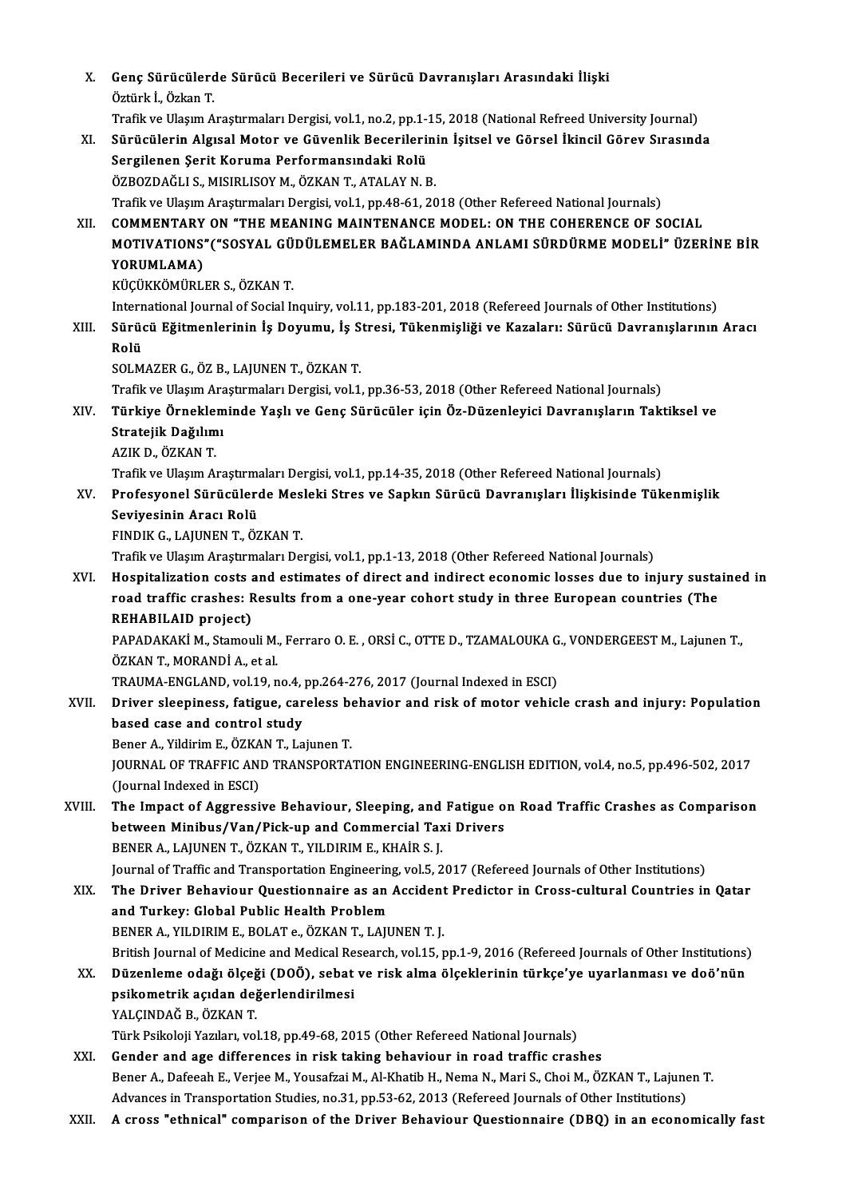X. **Genç Sürücülerde Sürücü Becerileri ve Sürücü Davranışları Arasındaki İlişki**
Öztürk İ., Özkan T.
Trafik ve Ulaşım Araştırmaları Dergisi, vol.1, no.2, pp.1-15, 2018 (National Refreed University Journal)

XI. **Sürücülerin Algısal Motor ve Güvenlik Becerilerinin İşitsel ve Görsel İkincil Görev Sırasında Sergilenen Şerit Koruma Performansındaki Rolü**
ÖZBOZDAĞLI S., MISIRLISOY M., ÖZKAN T., ATALAY N. B.
Trafik ve Ulaşım Araştırmaları Dergisi, vol.1, pp.48-61, 2018 (Other Refereed National Journals)

XII. **COMMENTARY ON "THE MEANING MAINTENANCE MODEL: ON THE COHERENCE OF SOCIAL MOTIVATIONS"("SOSYAL GÜDÜLEMELER BAĞLAMINDA ANLAMI SÜRDÜRME MODELİ" ÜZERİNE BİR YORUMLAMA)**
KÜÇÜKKÖMÜRLER S., ÖZKAN T.
International Journal of Social Inquiry, vol.11, pp.183-201, 2018 (Refereed Journals of Other Institutions)

XIII. **Sürücü Eğitmenlerinin İş Doyumu, İş Stresi, Tükenmişliği ve Kazaları: Sürücü Davranışlarının Aracı Rolü**
SOLMAZER G., ÖZ B., LAJUNEN T., ÖZKAN T.
Trafik ve Ulaşım Araştırmaları Dergisi, vol.1, pp.36-53, 2018 (Other Refereed National Journals)

XIV. **Türkiye Örnekleminde Yaşlı ve Genç Sürücüler için Öz-Düzenleyici Davranışların Taktiksel ve Stratejik Dağılımı**
AZIK D., ÖZKAN T.
Trafik ve Ulaşım Araştırmaları Dergisi, vol.1, pp.14-35, 2018 (Other Refereed National Journals)

XV. **Profesyonel Sürücülerde Mesleki Stres ve Sapkın Sürücü Davranışları İlişkisinde Tükenmişlik Seviyesinin Aracı Rolü**
FINDIK G., LAJUNEN T., ÖZKAN T.
Trafik ve Ulaşım Araştırmaları Dergisi, vol.1, pp.1-13, 2018 (Other Refereed National Journals)

XVI. **Hospitalization costs and estimates of direct and indirect economic losses due to injury sustained in road traffic crashes: Results from a one-year cohort study in three European countries (The REHABILAID project)**
PAPADAKAKİ M., Stamouli M., Ferraro O. E. , ORSİ C., OTTE D., TZAMALOUKA G., VONDERGEEST M., Lajunen T., ÖZKAN T., MORANDİ A., et al.
TRAUMA-ENGLAND, vol.19, no.4, pp.264-276, 2017 (Journal Indexed in ESCI)

XVII. **Driver sleepiness, fatigue, careless behavior and risk of motor vehicle crash and injury: Population based case and control study**
Bener A., Yildirim E., ÖZKAN T., Lajunen T.
JOURNAL OF TRAFFIC AND TRANSPORTATION ENGINEERING-ENGLISH EDITION, vol.4, no.5, pp.496-502, 2017 (Journal Indexed in ESCI)

XVIII. **The Impact of Aggressive Behaviour, Sleeping, and Fatigue on Road Traffic Crashes as Comparison between Minibus/Van/Pick-up and Commercial Taxi Drivers**
BENER A., LAJUNEN T., ÖZKAN T., YILDIRIM E., KHAİR S. J.
Journal of Traffic and Transportation Engineering, vol.5, 2017 (Refereed Journals of Other Institutions)

XIX. **The Driver Behaviour Questionnaire as an Accident Predictor in Cross-cultural Countries in Qatar and Turkey: Global Public Health Problem**
BENER A., YILDIRIM E., BOLAT e., ÖZKAN T., LAJUNEN T. J.
British Journal of Medicine and Medical Research, vol.15, pp.1-9, 2016 (Refereed Journals of Other Institutions)

XX. **Düzenleme odağı ölçeği (DOÖ), sebat ve risk alma ölçeklerinin türkçe'ye uyarlanması ve doö'nün psikometrik açıdan değerlendirilmesi**
YALÇINDAĞ B., ÖZKAN T.
Türk Psikoloji Yazıları, vol.18, pp.49-68, 2015 (Other Refereed National Journals)

XXI. **Gender and age differences in risk taking behaviour in road traffic crashes**
Bener A., Dafeeah E., Verjee M., Yousafzai M., Al-Khatib H., Nema N., Mari S., Choi M., ÖZKAN T., Lajunen T.
Advances in Transportation Studies, no.31, pp.53-62, 2013 (Refereed Journals of Other Institutions)

XXII. **A cross "ethnical" comparison of the Driver Behaviour Questionnaire (DBQ) in an economically fast**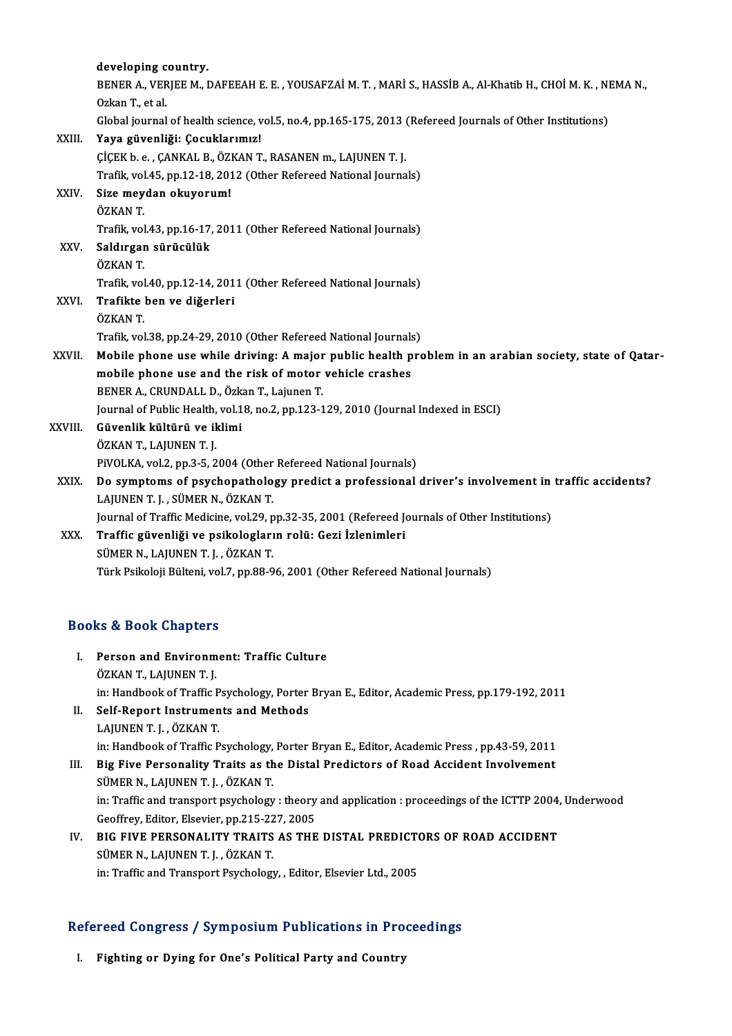developing country.
BENER A., VERJEE M., DAFEEAH E. E. , YOUSAFZAİ M. T. , MARİ S., HASSİB A., Al-Khatib H., CHOİ M. K. , NEMA N., Ozkan T., et al.
Global journal of health science, vol.5, no.4, pp.165-175, 2013 (Refereed Journals of Other Institutions)

XXIII. **Yaya güvenliği: Çocuklarımız!**
ÇİÇEK b. e. , ÇANKAL B., ÖZKAN T., RASANEN m., LAJUNEN T. J.
Trafik, vol.45, pp.12-18, 2012 (Other Refereed National Journals)

XXIV. **Size meydan okuyorum!**
ÖZKAN T.
Trafik, vol.43, pp.16-17, 2011 (Other Refereed National Journals)

XXV. **Saldırgan sürücülük**
ÖZKAN T.
Trafik, vol.40, pp.12-14, 2011 (Other Refereed National Journals)

XXVI. **Trafikte ben ve diğerleri**
ÖZKAN T.
Trafik, vol.38, pp.24-29, 2010 (Other Refereed National Journals)

XXVII. **Mobile phone use while driving: A major public health problem in an arabian society, state of Qatar-mobile phone use and the risk of motor vehicle crashes**
BENER A., CRUNDALL D., Özkan T., Lajunen T.
Journal of Public Health, vol.18, no.2, pp.123-129, 2010 (Journal Indexed in ESCI)

XXVIII. **Güvenlik kültürü ve iklimi**
ÖZKAN T., LAJUNEN T. J.
PiVOLKA, vol.2, pp.3-5, 2004 (Other Refereed National Journals)

XXIX. **Do symptoms of psychopathology predict a professional driver's involvement in traffic accidents?**
LAJUNEN T. J. , SÜMER N., ÖZKAN T.
Journal of Traffic Medicine, vol.29, pp.32-35, 2001 (Refereed Journals of Other Institutions)

XXX. **Traffic güvenliği ve psikologların rolü: Gezi İzlenimleri**
SÜMER N., LAJUNEN T. J. , ÖZKAN T.
Türk Psikoloji Bülteni, vol.7, pp.88-96, 2001 (Other Refereed National Journals)

## Books & Book Chapters

I. **Person and Environment: Traffic Culture**
ÖZKAN T., LAJUNEN T. J.
in: Handbook of Traffic Psychology, Porter Bryan E., Editor, Academic Press, pp.179-192, 2011

II. **Self-Report Instruments and Methods**
LAJUNEN T. J. , ÖZKAN T.
in: Handbook of Traffic Psychology, Porter Bryan E., Editor, Academic Press , pp.43-59, 2011

III. **Big Five Personality Traits as the Distal Predictors of Road Accident Involvement**
SÜMER N., LAJUNEN T. J. , ÖZKAN T.
in: Traffic and transport psychology : theory and application : proceedings of the ICTTP 2004, Underwood Geoffrey, Editor, Elsevier, pp.215-227, 2005

IV. **BIG FIVE PERSONALITY TRAITS AS THE DISTAL PREDICTORS OF ROAD ACCIDENT**
SÜMER N., LAJUNEN T. J. , ÖZKAN T.
in: Traffic and Transport Psychology, , Editor, Elsevier Ltd., 2005

## Refereed Congress / Symposium Publications in Proceedings

I. **Fighting or Dying for One's Political Party and Country**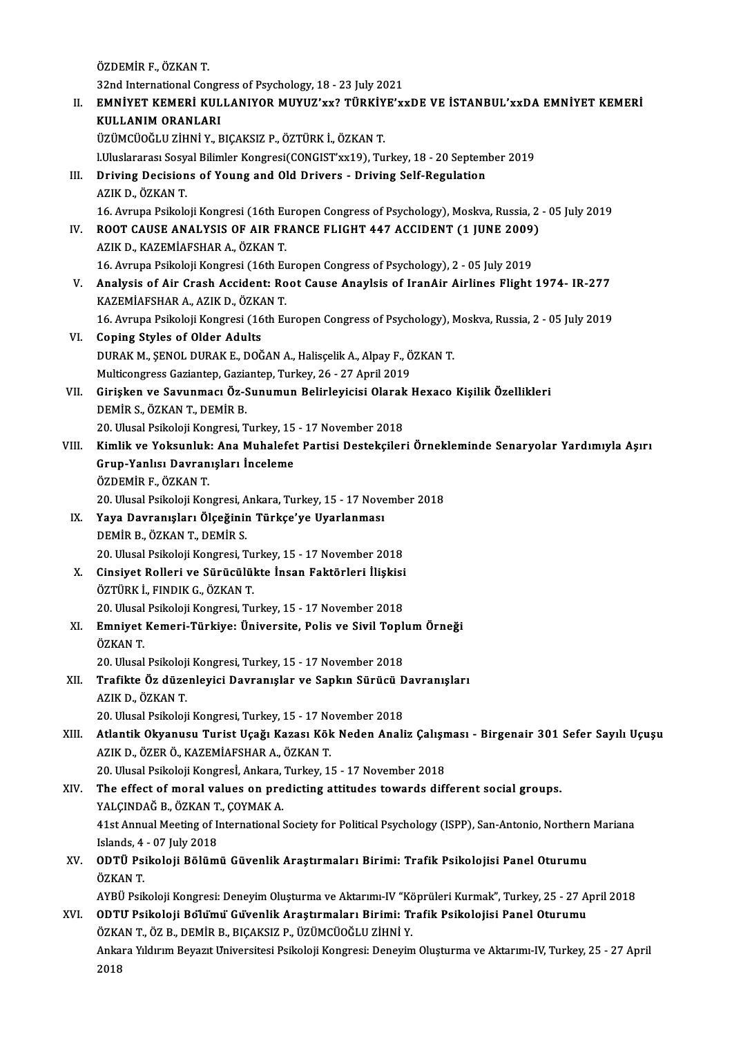ÖZDEMİR F., ÖZKAN T.
32nd International Congress of Psychology, 18 - 23 July 2021

II. **EMNİYET KEMERİ KULLANIYOR MUYUZ'xx? TÜRKİYE'xxDE VE İSTANBUL'xxDA EMNİYET KEMERİ KULLANIM ORANLARI**
ÜZÜMCÜOĞLU ZİHNİ Y., BIÇAKSIZ P., ÖZTÜRK İ., ÖZKAN T.
I.Uluslararası Sosyal Bilimler Kongresi(CONGIST'xx19), Turkey, 18 - 20 September 2019

III. **Driving Decisions of Young and Old Drivers - Driving Self-Regulation**
AZIK D., ÖZKAN T.
16. Avrupa Psikoloji Kongresi (16th Europen Congress of Psychology), Moskva, Russia, 2 - 05 July 2019

IV. **ROOT CAUSE ANALYSIS OF AIR FRANCE FLIGHT 447 ACCIDENT (1 JUNE 2009)**
AZIK D., KAZEMİAFSHAR A., ÖZKAN T.
16. Avrupa Psikoloji Kongresi (16th Europen Congress of Psychology), 2 - 05 July 2019

V. **Analysis of Air Crash Accident: Root Cause Anaylsis of IranAir Airlines Flight 1974- IR-277**
KAZEMİAFSHAR A., AZIK D., ÖZKAN T.
16. Avrupa Psikoloji Kongresi (16th Europen Congress of Psychology), Moskva, Russia, 2 - 05 July 2019

VI. **Coping Styles of Older Adults**
DURAK M., ŞENOL DURAK E., DOĞAN A., Halisçelik A., Alpay F., ÖZKAN T.
Multicongress Gaziantep, Gaziantep, Turkey, 26 - 27 April 2019

VII. **Girişken ve Savunmacı Öz-Sunumun Belirleyicisi Olarak Hexaco Kişilik Özellikleri**
DEMİR S., ÖZKAN T., DEMİR B.
20. Ulusal Psikoloji Kongresi, Turkey, 15 - 17 November 2018

VIII. **Kimlik ve Yoksunluk: Ana Muhalefet Partisi Destekçileri Örnekleminde Senaryolar Yardımıyla Aşırı Grup-Yanlısı Davranışları İnceleme**
ÖZDEMİR F., ÖZKAN T.
20. Ulusal Psikoloji Kongresi, Ankara, Turkey, 15 - 17 November 2018

IX. **Yaya Davranışları Ölçeğinin Türkçe'ye Uyarlanması**
DEMİR B., ÖZKAN T., DEMİR S.
20. Ulusal Psikoloji Kongresi, Turkey, 15 - 17 November 2018

X. **Cinsiyet Rolleri ve Sürücülükte İnsan Faktörleri İlişkisi**
ÖZTÜRK İ., FINDIK G., ÖZKAN T.
20. Ulusal Psikoloji Kongresi, Turkey, 15 - 17 November 2018

XI. **Emniyet Kemeri-Türkiye: Üniversite, Polis ve Sivil Toplum Örneği**
ÖZKAN T.
20. Ulusal Psikoloji Kongresi, Turkey, 15 - 17 November 2018

XII. **Trafikte Öz düzenleyici Davranışlar ve Sapkın Sürücü Davranışları**
AZIK D., ÖZKAN T.
20. Ulusal Psikoloji Kongresi, Turkey, 15 - 17 November 2018

XIII. **Atlantik Okyanusu Turist Uçağı Kazası Kök Neden Analiz Çalışması - Birgenair 301 Sefer Sayılı Uçuşu**
AZIK D., ÖZER Ö., KAZEMİAFSHAR A., ÖZKAN T.
20. Ulusal Psikoloji Kongresİ, Ankara, Turkey, 15 - 17 November 2018

XIV. **The effect of moral values on predicting attitudes towards different social groups.**
YALÇINDAĞ B., ÖZKAN T., ÇOYMAK A.
41st Annual Meeting of International Society for Political Psychology (ISPP), San-Antonio, Northern Mariana Islands, 4 - 07 July 2018

XV. **ODTÜ Psikoloji Bölümü Güvenlik Araştırmaları Birimi: Trafik Psikolojisi Panel Oturumu**
ÖZKAN T.
AYBÜ Psikoloji Kongresi: Deneyim Oluşturma ve Aktarımı-IV "Köprüleri Kurmak", Turkey, 25 - 27 April 2018

XVI. **ODTU Psikoloji Bölümü Güvenlik Araştırmaları Birimi: Trafik Psikolojisi Panel Oturumu**
ÖZKAN T., ÖZ B., DEMİR B., BIÇAKSIZ P., ÜZÜMCÜOĞLU ZİHNİ Y.
Ankara Yıldırım Beyazıt Universitesi Psikoloji Kongresi: Deneyim Oluşturma ve Aktarımı-IV, Turkey, 25 - 27 April 2018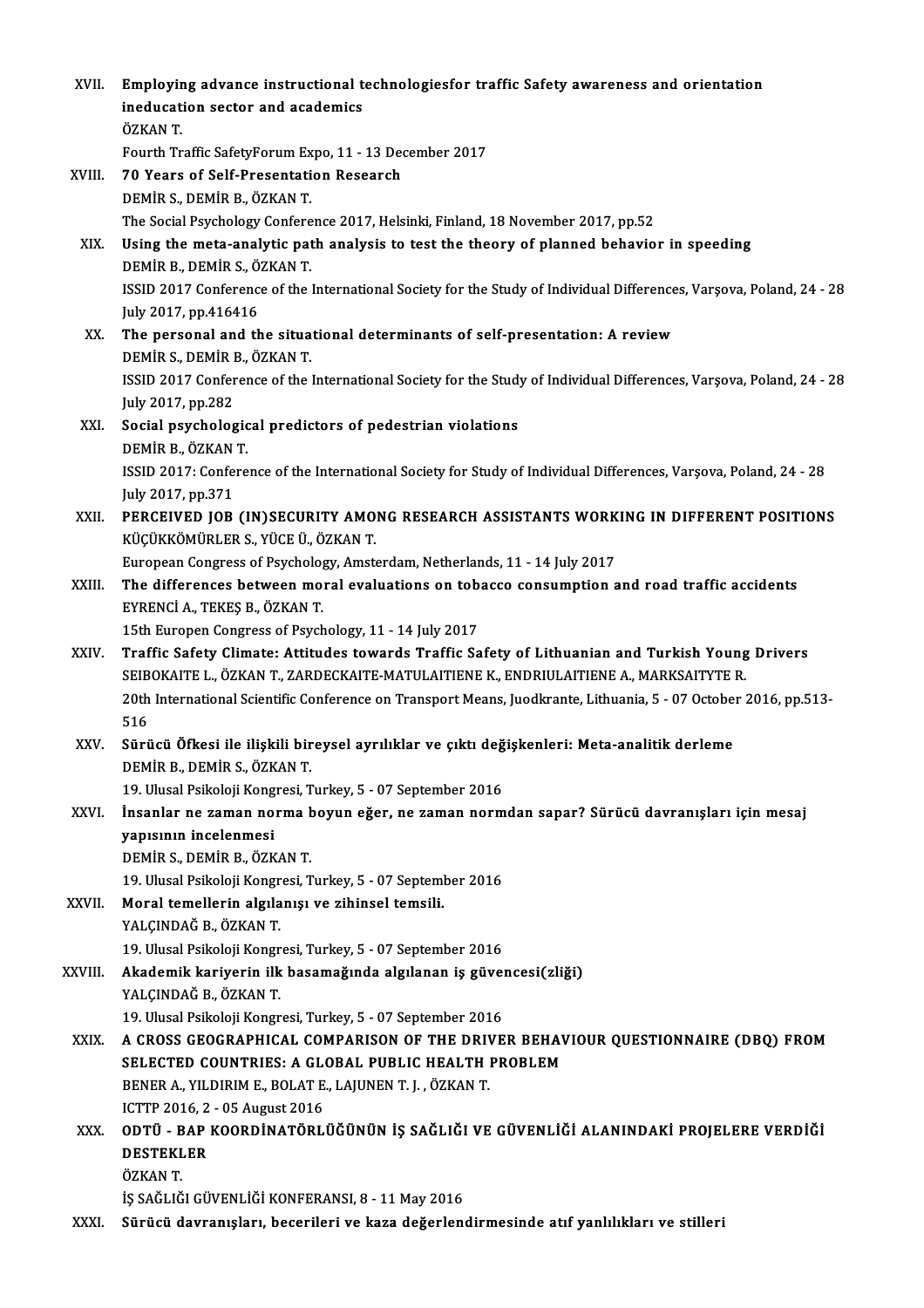XVII. **Employing advance instructional technologiesfor traffic Safety awareness and orientation ineducation sector and academics**
ÖZKAN T.
Fourth Traffic SafetyForum Expo, 11 - 13 December 2017

XVIII. **70 Years of Self-Presentation Research**
DEMİR S., DEMİR B., ÖZKAN T.
The Social Psychology Conference 2017, Helsinki, Finland, 18 November 2017, pp.52

XIX. **Using the meta-analytic path analysis to test the theory of planned behavior in speeding**
DEMİR B., DEMİR S., ÖZKAN T.
ISSID 2017 Conference of the International Society for the Study of Individual Differences, Varşova, Poland, 24 - 28 July 2017, pp.416416

XX. **The personal and the situational determinants of self-presentation: A review**
DEMİR S., DEMİR B., ÖZKAN T.
ISSID 2017 Conference of the International Society for the Study of Individual Differences, Varşova, Poland, 24 - 28 July 2017, pp.282

XXI. **Social psychological predictors of pedestrian violations**
DEMİR B., ÖZKAN T.
ISSID 2017: Conference of the International Society for Study of Individual Differences, Varşova, Poland, 24 - 28 July 2017, pp.371

XXII. **PERCEIVED JOB (IN)SECURITY AMONG RESEARCH ASSISTANTS WORKING IN DIFFERENT POSITIONS**
KÜÇÜKKÖMÜRLER S., YÜCE Ü., ÖZKAN T.
European Congress of Psychology, Amsterdam, Netherlands, 11 - 14 July 2017

XXIII. **The differences between moral evaluations on tobacco consumption and road traffic accidents**
EYRENCİ A., TEKEŞ B., ÖZKAN T.
15th Europen Congress of Psychology, 11 - 14 July 2017

XXIV. **Traffic Safety Climate: Attitudes towards Traffic Safety of Lithuanian and Turkish Young Drivers**
SEIBOKAITE L., ÖZKAN T., ZARDECKAITE-MATULAITIENE K., ENDRIULAITIENE A., MARKSAITYTE R.
20th International Scientific Conference on Transport Means, Juodkrante, Lithuania, 5 - 07 October 2016, pp.513-516

XXV. **Sürücü Öfkesi ile ilişkili bireysel ayrılıklar ve çıktı değişkenleri: Meta-analitik derleme**
DEMİR B., DEMİR S., ÖZKAN T.
19. Ulusal Psikoloji Kongresi, Turkey, 5 - 07 September 2016

XXVI. **İnsanlar ne zaman norma boyun eğer, ne zaman normdan sapar? Sürücü davranışları için mesaj yapısının incelenmesi**
DEMİR S., DEMİR B., ÖZKAN T.
19. Ulusal Psikoloji Kongresi, Turkey, 5 - 07 September 2016

XXVII. **Moral temellerin algılanışı ve zihinsel temsili.**
YALÇINDAĞ B., ÖZKAN T.
19. Ulusal Psikoloji Kongresi, Turkey, 5 - 07 September 2016

XXVIII. **Akademik kariyerin ilk basamağında algılanan iş güvencesi(zliği)**
YALÇINDAĞ B., ÖZKAN T.
19. Ulusal Psikoloji Kongresi, Turkey, 5 - 07 September 2016

XXIX. **A CROSS GEOGRAPHICAL COMPARISON OF THE DRIVER BEHAVIOUR QUESTIONNAIRE (DBQ) FROM SELECTED COUNTRIES: A GLOBAL PUBLIC HEALTH PROBLEM**
BENER A., YILDIRIM E., BOLAT E., LAJUNEN T. J. , ÖZKAN T.
ICTTP 2016, 2 - 05 August 2016

XXX. **ODTÜ - BAP KOORDİNATÖRLÜĞÜNÜN İŞ SAĞLIĞI VE GÜVENLİĞİ ALANINDAKİ PROJELERE VERDİĞİ DESTEKLER**
ÖZKAN T.
İŞ SAĞLIĞI GÜVENLİĞİ KONFERANSI, 8 - 11 May 2016

XXXI. **Sürücü davranışları, becerileri ve kaza değerlendirmesinde atıf yanlılıkları ve stilleri**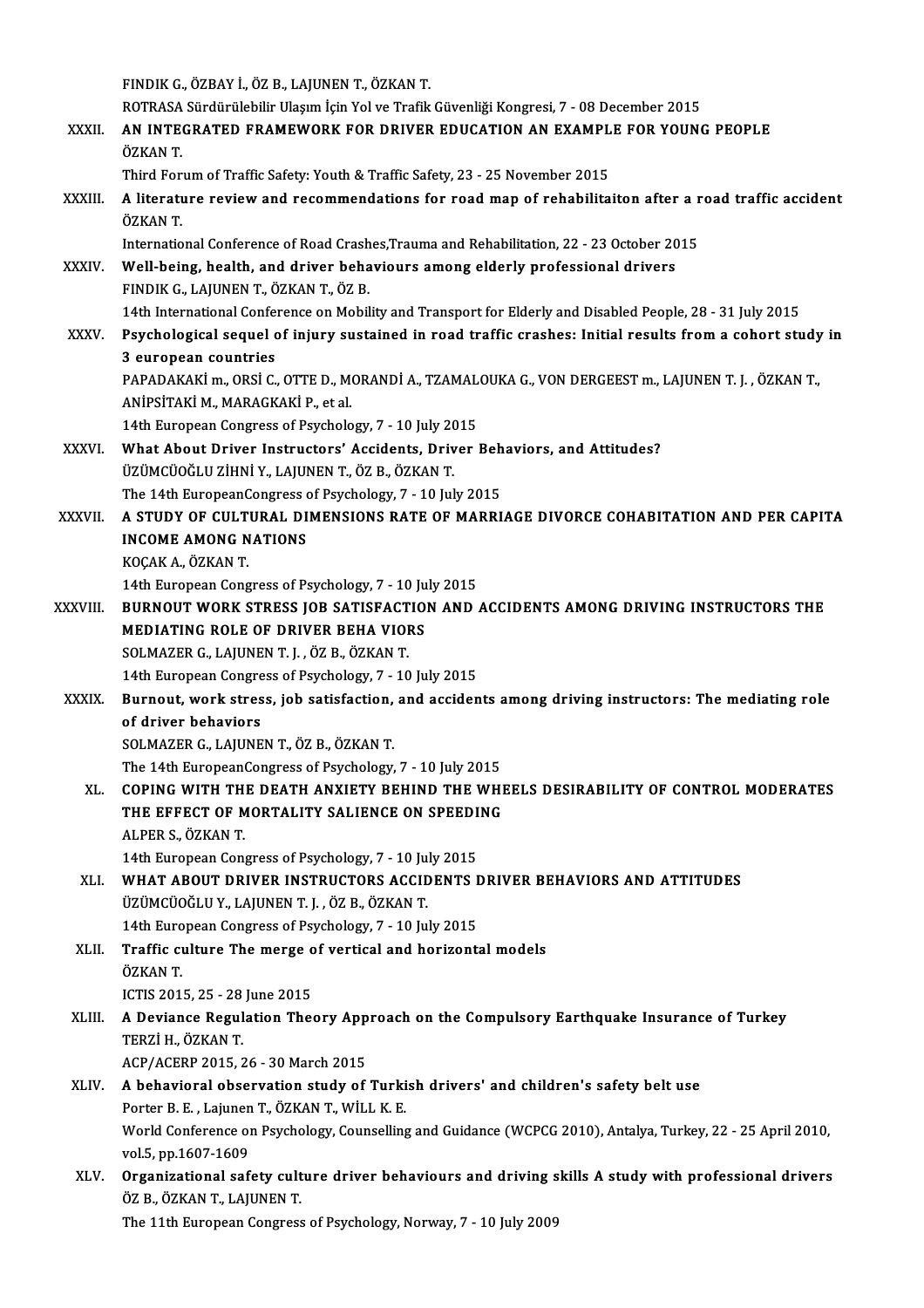FINDIK G., ÖZBAY İ., ÖZ B., LAJUNEN T., ÖZKAN T.
ROTRASA Sürdürülebilir Ulaşım İçin Yol ve Trafik Güvenliği Kongresi, 7 - 08 December 2015

XXXII. **AN INTEGRATED FRAMEWORK FOR DRIVER EDUCATION AN EXAMPLE FOR YOUNG PEOPLE**
ÖZKAN T.
Third Forum of Traffic Safety: Youth & Traffic Safety, 23 - 25 November 2015

XXXIII. **A literature review and recommendations for road map of rehabilitaiton after a road traffic accident**
ÖZKAN T.
International Conference of Road Crashes,Trauma and Rehabilitation, 22 - 23 October 2015

XXXIV. **Well-being, health, and driver behaviours among elderly professional drivers**
FINDIK G., LAJUNEN T., ÖZKAN T., ÖZ B.
14th International Conference on Mobility and Transport for Elderly and Disabled People, 28 - 31 July 2015

XXXV. **Psychological sequel of injury sustained in road traffic crashes: Initial results from a cohort study in 3 european countries**
PAPADAKAKİ m., ORSİ C., OTTE D., MORANDİ A., TZAMALOUKA G., VON DERGEEST m., LAJUNEN T. J. , ÖZKAN T., ANİPSİTAKİ M., MARAGKAKİ P., et al.
14th European Congress of Psychology, 7 - 10 July 2015

XXXVI. **What About Driver Instructors' Accidents, Driver Behaviors, and Attitudes?**
ÜZÜMCÜOĞLU ZİHNİ Y., LAJUNEN T., ÖZ B., ÖZKAN T.
The 14th EuropeanCongress of Psychology, 7 - 10 July 2015

XXXVII. **A STUDY OF CULTURAL DIMENSIONS RATE OF MARRIAGE DIVORCE COHABITATION AND PER CAPITA INCOME AMONG NATIONS**
KOÇAK A., ÖZKAN T.
14th European Congress of Psychology, 7 - 10 July 2015

XXXVIII. **BURNOUT WORK STRESS JOB SATISFACTION AND ACCIDENTS AMONG DRIVING INSTRUCTORS THE MEDIATING ROLE OF DRIVER BEHA VIORS**
SOLMAZER G., LAJUNEN T. J. , ÖZ B., ÖZKAN T.
14th European Congress of Psychology, 7 - 10 July 2015

XXXIX. **Burnout, work stress, job satisfaction, and accidents among driving instructors: The mediating role of driver behaviors**
SOLMAZER G., LAJUNEN T., ÖZ B., ÖZKAN T.
The 14th EuropeanCongress of Psychology, 7 - 10 July 2015

XL. **COPING WITH THE DEATH ANXIETY BEHIND THE WHEELS DESIRABILITY OF CONTROL MODERATES THE EFFECT OF MORTALITY SALIENCE ON SPEEDING**
ALPER S., ÖZKAN T.
14th European Congress of Psychology, 7 - 10 July 2015

XLI. **WHAT ABOUT DRIVER INSTRUCTORS ACCIDENTS DRIVER BEHAVIORS AND ATTITUDES**
ÜZÜMCÜOĞLU Y., LAJUNEN T. J. , ÖZ B., ÖZKAN T.
14th European Congress of Psychology, 7 - 10 July 2015

XLII. **Traffic culture The merge of vertical and horizontal models**
ÖZKAN T.
ICTIS 2015, 25 - 28 June 2015

XLIII. **A Deviance Regulation Theory Approach on the Compulsory Earthquake Insurance of Turkey**
TERZİ H., ÖZKAN T.
ACP/ACERP 2015, 26 - 30 March 2015

XLIV. **A behavioral observation study of Turkish drivers' and children's safety belt use**
Porter B. E. , Lajunen T., ÖZKAN T., WİLL K. E.
World Conference on Psychology, Counselling and Guidance (WCPCG 2010), Antalya, Turkey, 22 - 25 April 2010, vol.5, pp.1607-1609

XLV. **Organizational safety culture driver behaviours and driving skills A study with professional drivers**
ÖZ B., ÖZKAN T., LAJUNEN T.
The 11th European Congress of Psychology, Norway, 7 - 10 July 2009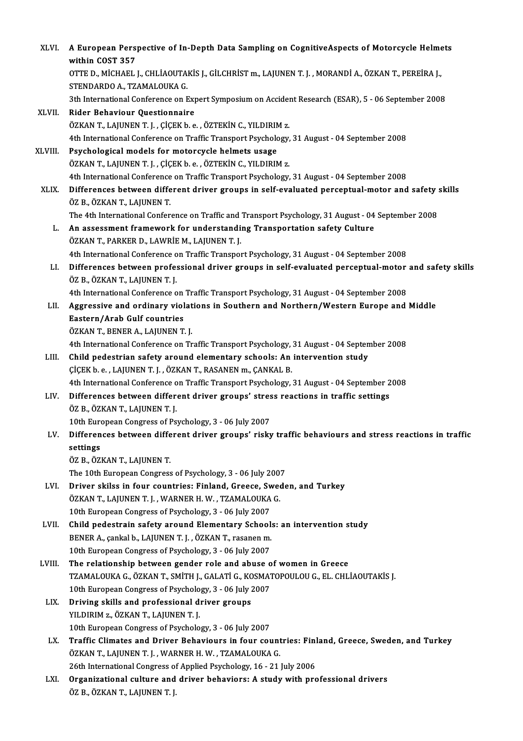XLVI. **A European Perspective of In-Depth Data Sampling on CognitiveAspects of Motorcycle Helmets within COST 357**
OTTE D., MİCHAEL J., CHLİAOUTAKİS J., GİLCHRİST m., LAJUNEN T. J. , MORANDİ A., ÖZKAN T., PEREİRA J., STENDARDO A., TZAMALOUKA G.
3th International Conference on Expert Symposium on Accident Research (ESAR), 5 - 06 September 2008

XLVII. **Rider Behaviour Questionnaire**
ÖZKAN T., LAJUNEN T. J. , ÇİÇEK b. e. , ÖZTEKİN C., YILDIRIM z.
4th International Conference on Traffic Transport Psychology, 31 August - 04 September 2008

XLVIII. **Psychological models for motorcycle helmets usage**
ÖZKAN T., LAJUNEN T. J. , ÇİÇEK b. e. , ÖZTEKİN C., YILDIRIM z.
4th International Conference on Traffic Transport Psychology, 31 August - 04 September 2008

XLIX. **Differences between different driver groups in self-evaluated perceptual-motor and safety skills**
ÖZ B., ÖZKAN T., LAJUNEN T.
The 4th International Conference on Traffic and Transport Psychology, 31 August - 04 September 2008

L. **An assessment framework for understanding Transportation safety Culture**
ÖZKAN T., PARKER D., LAWRİE M., LAJUNEN T. J.
4th International Conference on Traffic Transport Psychology, 31 August - 04 September 2008

LI. **Differences between professional driver groups in self-evaluated perceptual-motor and safety skills**
ÖZ B., ÖZKAN T., LAJUNEN T. J.
4th International Conference on Traffic Transport Psychology, 31 August - 04 September 2008

LII. **Aggressive and ordinary violations in Southern and Northern/Western Europe and Middle Eastern/Arab Gulf countries**
ÖZKAN T., BENER A., LAJUNEN T. J.
4th International Conference on Traffic Transport Psychology, 31 August - 04 September 2008

LIII. **Child pedestrian safety around elementary schools: An intervention study**
ÇİÇEK b. e. , LAJUNEN T. J. , ÖZKAN T., RASANEN m., ÇANKAL B.
4th International Conference on Traffic Transport Psychology, 31 August - 04 September 2008

LIV. **Differences between different driver groups' stress reactions in traffic settings**
ÖZ B., ÖZKAN T., LAJUNEN T. J.
10th European Congress of Psychology, 3 - 06 July 2007

LV. **Differences between different driver groups' risky traffic behaviours and stress reactions in traffic settings**
ÖZ B., ÖZKAN T., LAJUNEN T.
The 10th European Congress of Psychology, 3 - 06 July 2007

LVI. **Driver skilss in four countries: Finland, Greece, Sweden, and Turkey**
ÖZKAN T., LAJUNEN T. J. , WARNER H. W. , TZAMALOUKA G.
10th European Congress of Psychology, 3 - 06 July 2007

LVII. **Child pedestrain safety around Elementary Schools: an intervention study**
BENER A., çankal b., LAJUNEN T. J. , ÖZKAN T., rasanen m.
10th European Congress of Psychology, 3 - 06 July 2007

LVIII. **The relationship between gender role and abuse of women in Greece**
TZAMALOUKA G., ÖZKAN T., SMİTH J., GALATİ G., KOSMATOPOULOU G., EL. CHLİAOUTAKİS J.
10th European Congress of Psychology, 3 - 06 July 2007

LIX. **Driving skills and professional driver groups**
YILDIRIM z., ÖZKAN T., LAJUNEN T. J.
10th European Congress of Psychology, 3 - 06 July 2007

LX. **Traffic Climates and Driver Behaviours in four countries: Finland, Greece, Sweden, and Turkey**
ÖZKAN T., LAJUNEN T. J. , WARNER H. W. , TZAMALOUKA G.
26th International Congress of Applied Psychology, 16 - 21 July 2006

LXI. **Organizational culture and driver behaviors: A study with professional drivers**
ÖZ B., ÖZKAN T., LAJUNEN T. J.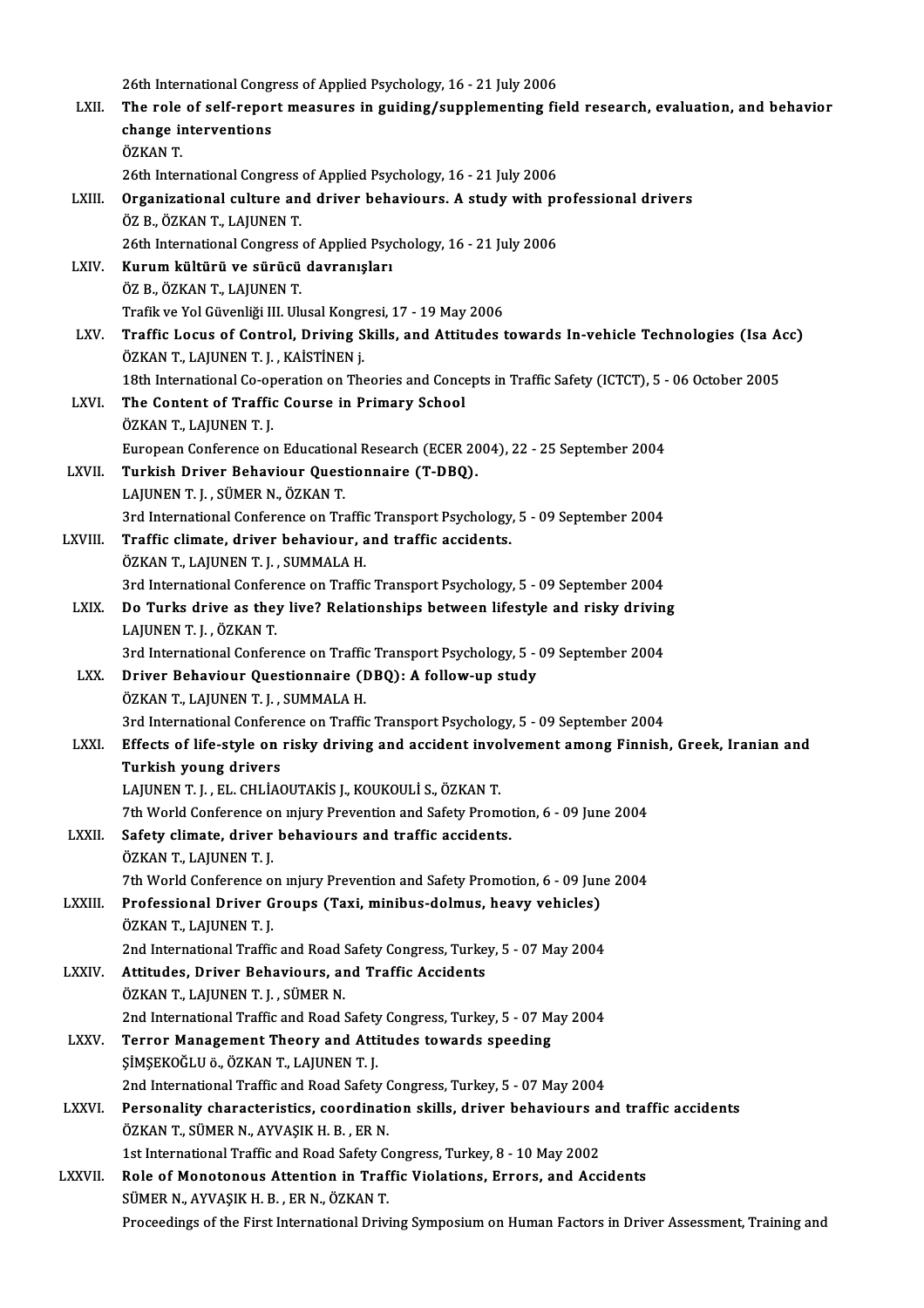26th International Congress of Applied Psychology, 16 - 21 July 2006

LXII. **The role of self-report measures in guiding/supplementing field research, evaluation, and behavior change interventions**
ÖZKAN T.
26th International Congress of Applied Psychology, 16 - 21 July 2006

LXIII. **Organizational culture and driver behaviours. A study with professional drivers**
ÖZ B., ÖZKAN T., LAJUNEN T.
26th International Congress of Applied Psychology, 16 - 21 July 2006

LXIV. **Kurum kültürü ve sürücü davranışları**
ÖZ B., ÖZKAN T., LAJUNEN T.
Trafik ve Yol Güvenliği III. Ulusal Kongresi, 17 - 19 May 2006

LXV. **Traffic Locus of Control, Driving Skills, and Attitudes towards In-vehicle Technologies (Isa Acc)**
ÖZKAN T., LAJUNEN T. J. , KAİSTİNEN j.
18th International Co-operation on Theories and Concepts in Traffic Safety (ICTCT), 5 - 06 October 2005

LXVI. **The Content of Traffic Course in Primary School**
ÖZKAN T., LAJUNEN T. J.
European Conference on Educational Research (ECER 2004), 22 - 25 September 2004

LXVII. **Turkish Driver Behaviour Questionnaire (T-DBQ).**
LAJUNEN T. J. , SÜMER N., ÖZKAN T.
3rd International Conference on Traffic Transport Psychology, 5 - 09 September 2004

LXVIII. **Traffic climate, driver behaviour, and traffic accidents.**
ÖZKAN T., LAJUNEN T. J. , SUMMALA H.
3rd International Conference on Traffic Transport Psychology, 5 - 09 September 2004

LXIX. **Do Turks drive as they live? Relationships between lifestyle and risky driving**
LAJUNEN T. J. , ÖZKAN T.
3rd International Conference on Traffic Transport Psychology, 5 - 09 September 2004

LXX. **Driver Behaviour Questionnaire (DBQ): A follow-up study**
ÖZKAN T., LAJUNEN T. J. , SUMMALA H.
3rd International Conference on Traffic Transport Psychology, 5 - 09 September 2004

LXXI. **Effects of life-style on risky driving and accident involvement among Finnish, Greek, Iranian and Turkish young drivers**
LAJUNEN T. J. , EL. CHLİAOUTAKİS J., KOUKOULİ S., ÖZKAN T.
7th World Conference on ınjury Prevention and Safety Promotion, 6 - 09 June 2004

LXXII. **Safety climate, driver behaviours and traffic accidents.**
ÖZKAN T., LAJUNEN T. J.
7th World Conference on ınjury Prevention and Safety Promotion, 6 - 09 June 2004

LXXIII. **Professional Driver Groups (Taxi, minibus-dolmus, heavy vehicles)**
ÖZKAN T., LAJUNEN T. J.
2nd International Traffic and Road Safety Congress, Turkey, 5 - 07 May 2004

LXXIV. **Attitudes, Driver Behaviours, and Traffic Accidents**
ÖZKAN T., LAJUNEN T. J. , SÜMER N.
2nd International Traffic and Road Safety Congress, Turkey, 5 - 07 May 2004

LXXV. **Terror Management Theory and Attitudes towards speeding**
ŞİMŞEKOĞLU ö., ÖZKAN T., LAJUNEN T. J.
2nd International Traffic and Road Safety Congress, Turkey, 5 - 07 May 2004

LXXVI. **Personality characteristics, coordination skills, driver behaviours and traffic accidents**
ÖZKAN T., SÜMER N., AYVAŞIK H. B. , ER N.
1st International Traffic and Road Safety Congress, Turkey, 8 - 10 May 2002

LXXVII. **Role of Monotonous Attention in Traffic Violations, Errors, and Accidents**
SÜMER N., AYVAŞIK H. B. , ER N., ÖZKAN T.
Proceedings of the First International Driving Symposium on Human Factors in Driver Assessment, Training and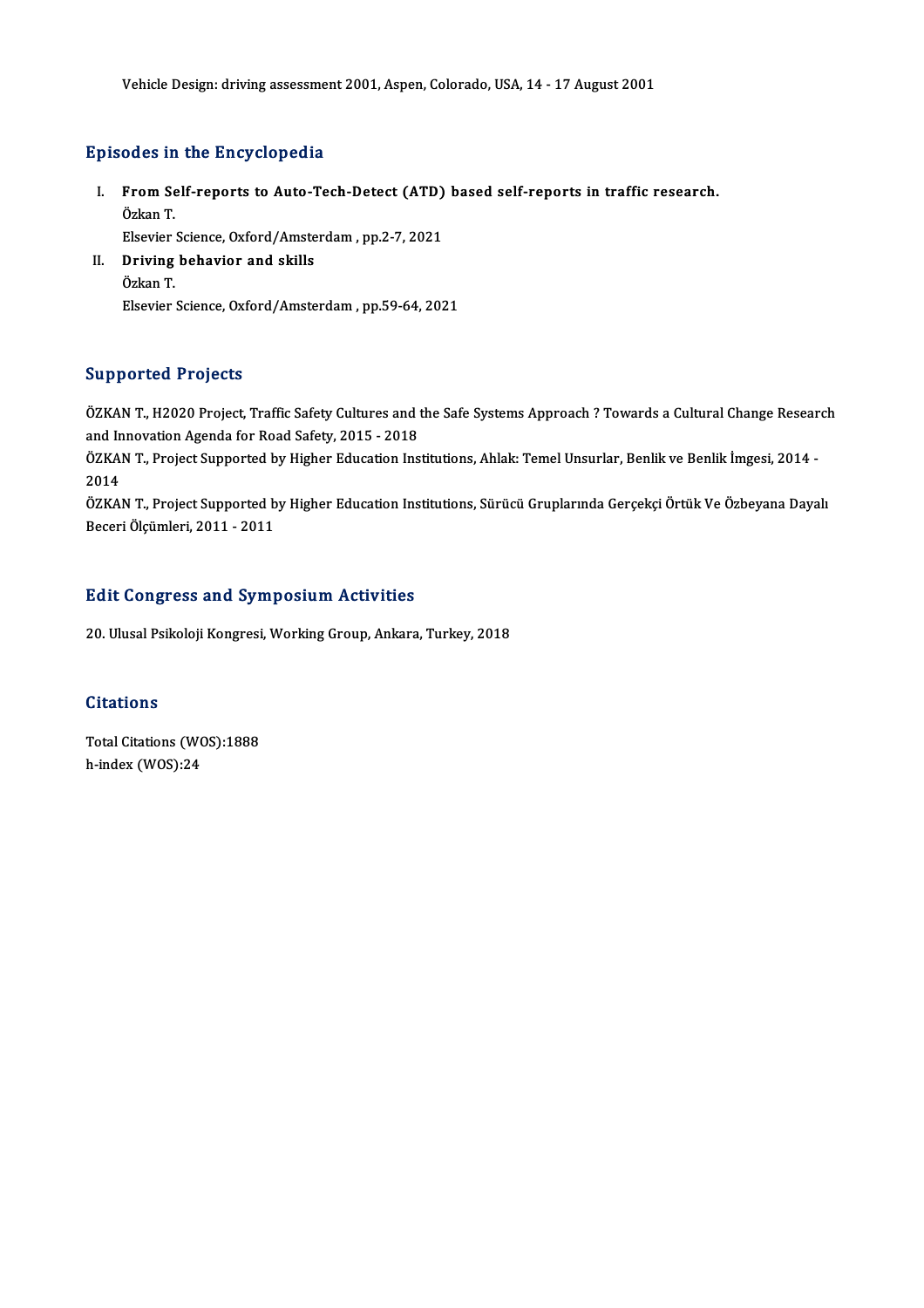Vehicle Design: driving assessment 2001, Aspen, Colorado, USA, 14 - 17 August 2001

## Episodes in the Encyclopedia

I. **From Self-reports to Auto-Tech-Detect (ATD) based self-reports in traffic research.**
   Özkan T.
   Elsevier Science, Oxford/Amsterdam , pp.2-7, 2021

II. **Driving behavior and skills**
   Özkan T.
   Elsevier Science, Oxford/Amsterdam , pp.59-64, 2021

## Supported Projects

ÖZKAN T., H2020 Project, Traffic Safety Cultures and the Safe Systems Approach ? Towards a Cultural Change Research and Innovation Agenda for Road Safety, 2015 - 2018

ÖZKAN T., Project Supported by Higher Education Institutions, Ahlak: Temel Unsurlar, Benlik ve Benlik İmgesi, 2014 - 2014

ÖZKAN T., Project Supported by Higher Education Institutions, Sürücü Gruplarında Gerçekçi Örtük Ve Özbeyana Dayalı Beceri Ölçümleri, 2011 - 2011

## Edit Congress and Symposium Activities

20. Ulusal Psikoloji Kongresi, Working Group, Ankara, Turkey, 2018

## Citations

Total Citations (WOS):1888
h-index (WOS):24